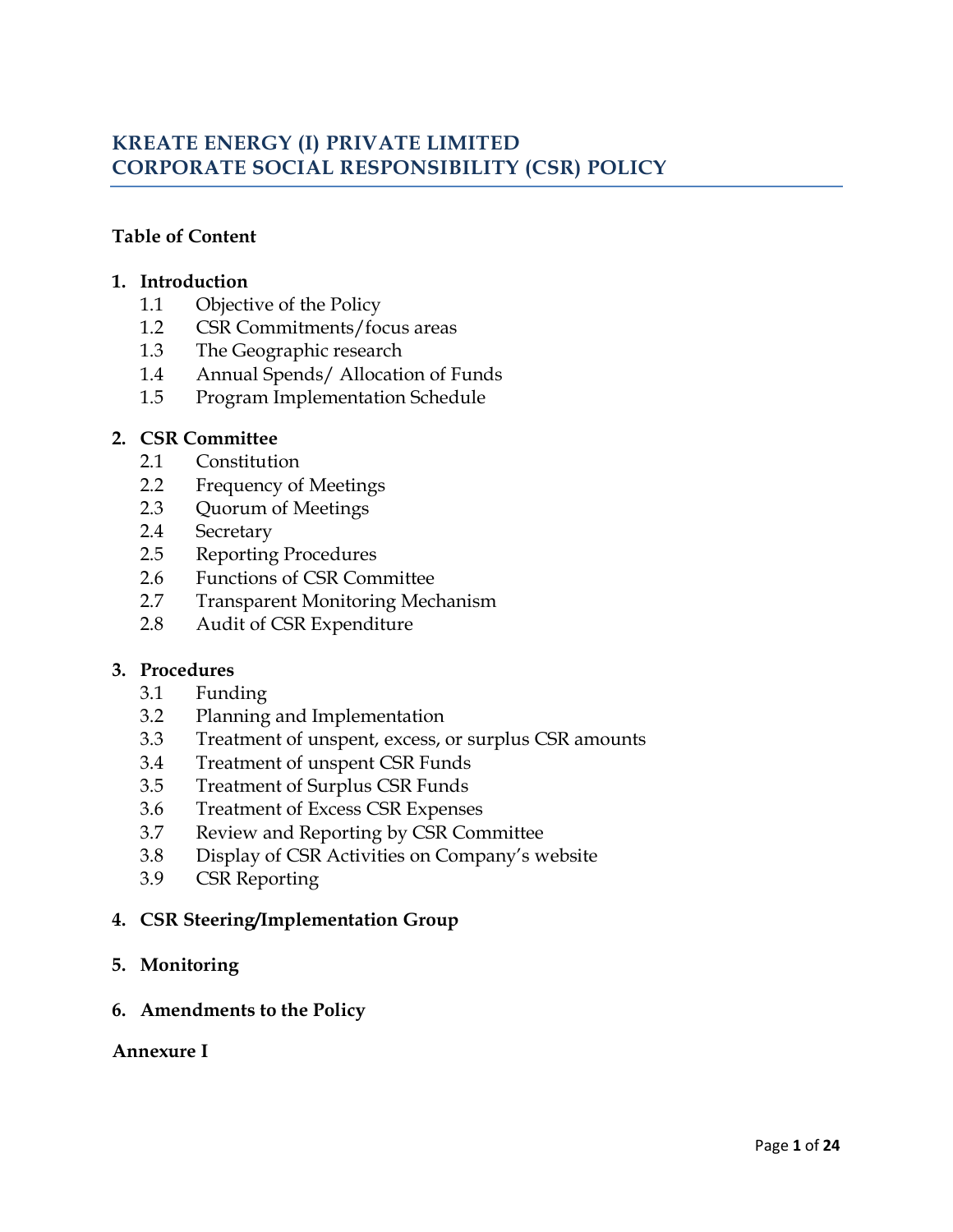# KREATE ENERGY (I) PRIVATE LIMITED
# CORPORATE SOCIAL RESPONSIBILITY (CSR) POLICY

**Table of Content**

**1. Introduction**
- 1.1 Objective of the Policy
- 1.2 CSR Commitments/focus areas
- 1.3 The Geographic research
- 1.4 Annual Spends/ Allocation of Funds
- 1.5 Program Implementation Schedule

**2. CSR Committee**
- 2.1 Constitution
- 2.2 Frequency of Meetings
- 2.3 Quorum of Meetings
- 2.4 Secretary
- 2.5 Reporting Procedures
- 2.6 Functions of CSR Committee
- 2.7 Transparent Monitoring Mechanism
- 2.8 Audit of CSR Expenditure

**3. Procedures**
- 3.1 Funding
- 3.2 Planning and Implementation
- 3.3 Treatment of unspent, excess, or surplus CSR amounts
- 3.4 Treatment of unspent CSR Funds
- 3.5 Treatment of Surplus CSR Funds
- 3.6 Treatment of Excess CSR Expenses
- 3.7 Review and Reporting by CSR Committee
- 3.8 Display of CSR Activities on Company's website
- 3.9 CSR Reporting

**4. CSR Steering/Implementation Group**

**5. Monitoring**

**6. Amendments to the Policy**

**Annexure I**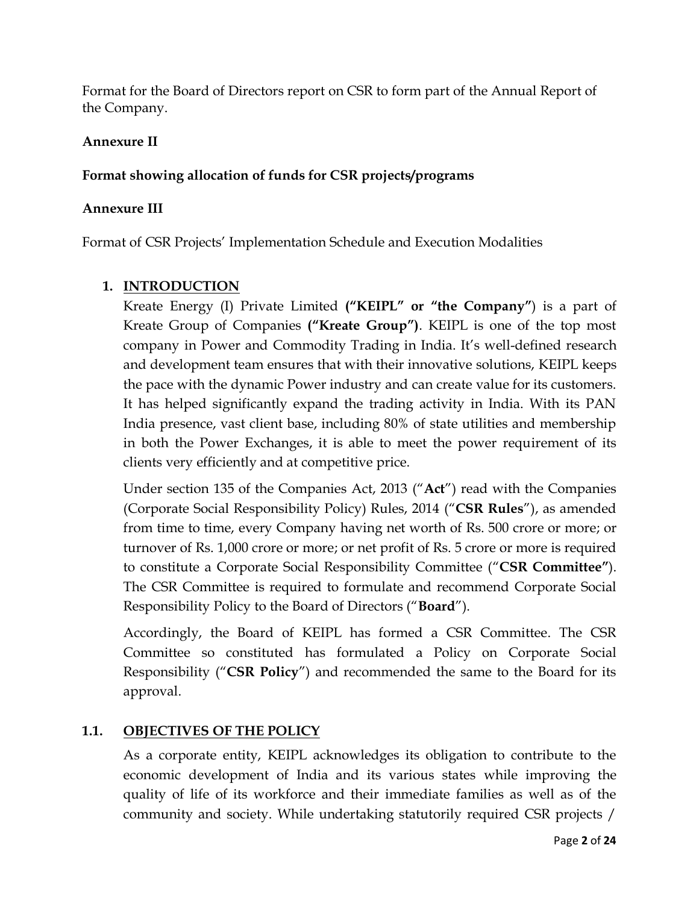Format for the Board of Directors report on CSR to form part of the Annual Report of the Company.

**Annexure II**

**Format showing allocation of funds for CSR projects/programs**

**Annexure III**

Format of CSR Projects' Implementation Schedule and Execution Modalities

## 1. INTRODUCTION

Kreate Energy (I) Private Limited **("KEIPL" or "the Company"**) is a part of Kreate Group of Companies **("Kreate Group")**. KEIPL is one of the top most company in Power and Commodity Trading in India. It's well-defined research and development team ensures that with their innovative solutions, KEIPL keeps the pace with the dynamic Power industry and can create value for its customers. It has helped significantly expand the trading activity in India. With its PAN India presence, vast client base, including 80% of state utilities and membership in both the Power Exchanges, it is able to meet the power requirement of its clients very efficiently and at competitive price.

Under section 135 of the Companies Act, 2013 ("**Act**") read with the Companies (Corporate Social Responsibility Policy) Rules, 2014 ("**CSR Rules**"), as amended from time to time, every Company having net worth of Rs. 500 crore or more; or turnover of Rs. 1,000 crore or more; or net profit of Rs. 5 crore or more is required to constitute a Corporate Social Responsibility Committee ("**CSR Committee"**). The CSR Committee is required to formulate and recommend Corporate Social Responsibility Policy to the Board of Directors ("**Board**").

Accordingly, the Board of KEIPL has formed a CSR Committee. The CSR Committee so constituted has formulated a Policy on Corporate Social Responsibility ("**CSR Policy**") and recommended the same to the Board for its approval.

### 1.1. OBJECTIVES OF THE POLICY

As a corporate entity, KEIPL acknowledges its obligation to contribute to the economic development of India and its various states while improving the quality of life of its workforce and their immediate families as well as of the community and society. While undertaking statutorily required CSR projects /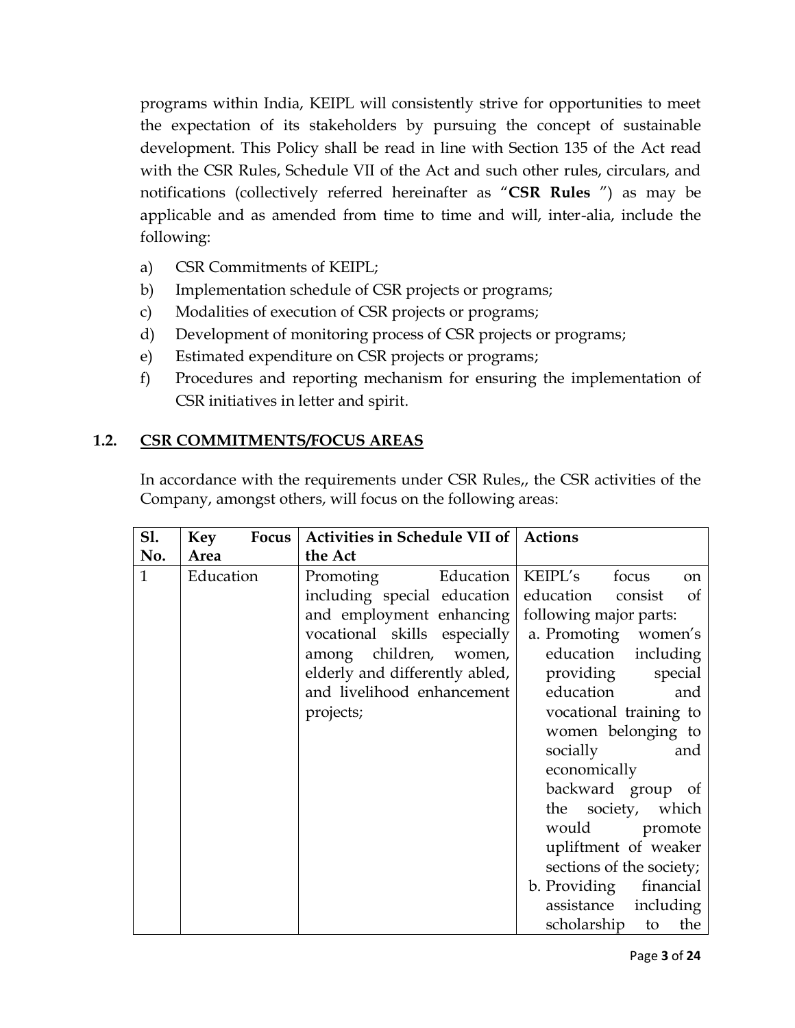programs within India, KEIPL will consistently strive for opportunities to meet the expectation of its stakeholders by pursuing the concept of sustainable development. This Policy shall be read in line with Section 135 of the Act read with the CSR Rules, Schedule VII of the Act and such other rules, circulars, and notifications (collectively referred hereinafter as "**CSR Rules** ") as may be applicable and as amended from time to time and will, inter-alia, include the following:

a) CSR Commitments of KEIPL;
b) Implementation schedule of CSR projects or programs;
c) Modalities of execution of CSR projects or programs;
d) Development of monitoring process of CSR projects or programs;
e) Estimated expenditure on CSR projects or programs;
f) Procedures and reporting mechanism for ensuring the implementation of CSR initiatives in letter and spirit.

## 1.2. CSR COMMITMENTS/FOCUS AREAS

In accordance with the requirements under CSR Rules,, the CSR activities of the Company, amongst others, will focus on the following areas:

| Sl. No. | Key Focus Area | Activities in Schedule VII of the Act | Actions |
|---|---|---|---|
| 1 | Education | Promoting Education including special education and employment enhancing vocational skills especially among children, women, elderly and differently abled, and livelihood enhancement projects; | KEIPL's focus on education consist of following major parts:<br>a. Promoting women's education including providing special education and vocational training to women belonging to socially and economically backward group of the society, which would promote upliftment of weaker sections of the society;<br>b. Providing financial assistance including scholarship to the |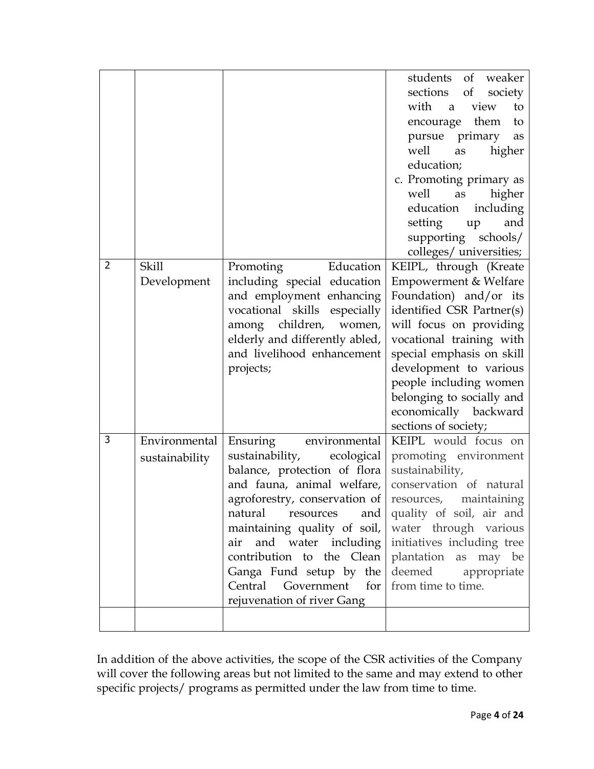| | | | |
|---|---|---|---|
| | | | students of weaker sections of society with a view to encourage them to pursue primary as well as higher education; c. Promoting primary as well as higher education including setting up and supporting schools/ colleges/ universities; |
| 2 | Skill Development | Promoting Education including special education and employment enhancing vocational skills especially among children, women, elderly and differently abled, and livelihood enhancement projects; | KEIPL, through (Kreate Empowerment & Welfare Foundation) and/or its identified CSR Partner(s) will focus on providing vocational training with special emphasis on skill development to various people including women belonging to socially and economically backward sections of society; |
| 3 | Environmental sustainability | Ensuring environmental sustainability, ecological balance, protection of flora and fauna, animal welfare, agroforestry, conservation of natural resources and maintaining quality of soil, air and water including contribution to the Clean Ganga Fund setup by the Central Government for rejuvenation of river Gang | KEIPL would focus on promoting environment sustainability, conservation of natural resources, maintaining quality of soil, air and water through various initiatives including tree plantation as may be deemed appropriate from time to time. |
| | | | |

In addition of the above activities, the scope of the CSR activities of the Company will cover the following areas but not limited to the same and may extend to other specific projects/ programs as permitted under the law from time to time.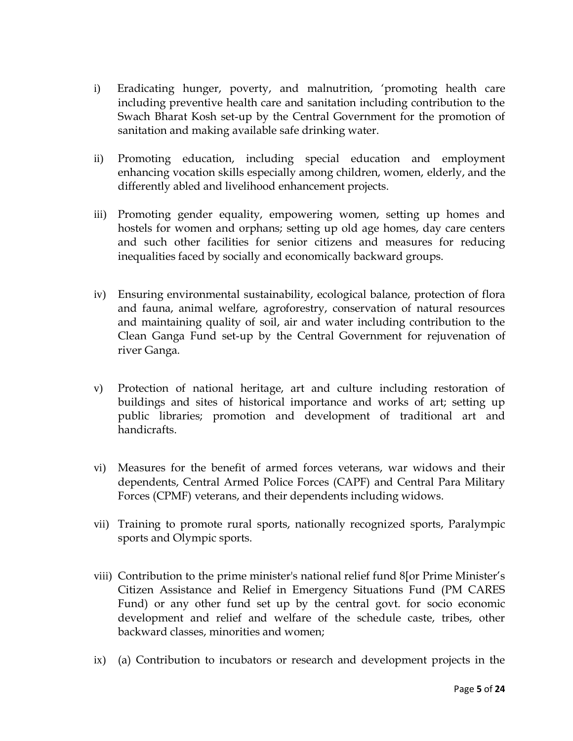i) Eradicating hunger, poverty, and malnutrition, 'promoting health care including preventive health care and sanitation including contribution to the Swach Bharat Kosh set-up by the Central Government for the promotion of sanitation and making available safe drinking water.

ii) Promoting education, including special education and employment enhancing vocation skills especially among children, women, elderly, and the differently abled and livelihood enhancement projects.

iii) Promoting gender equality, empowering women, setting up homes and hostels for women and orphans; setting up old age homes, day care centers and such other facilities for senior citizens and measures for reducing inequalities faced by socially and economically backward groups.

iv) Ensuring environmental sustainability, ecological balance, protection of flora and fauna, animal welfare, agroforestry, conservation of natural resources and maintaining quality of soil, air and water including contribution to the Clean Ganga Fund set-up by the Central Government for rejuvenation of river Ganga.

v) Protection of national heritage, art and culture including restoration of buildings and sites of historical importance and works of art; setting up public libraries; promotion and development of traditional art and handicrafts.

vi) Measures for the benefit of armed forces veterans, war widows and their dependents, Central Armed Police Forces (CAPF) and Central Para Military Forces (CPMF) veterans, and their dependents including widows.

vii) Training to promote rural sports, nationally recognized sports, Paralympic sports and Olympic sports.

viii) Contribution to the prime minister's national relief fund 8[or Prime Minister's Citizen Assistance and Relief in Emergency Situations Fund (PM CARES Fund) or any other fund set up by the central govt. for socio economic development and relief and welfare of the schedule caste, tribes, other backward classes, minorities and women;

ix) (a) Contribution to incubators or research and development projects in the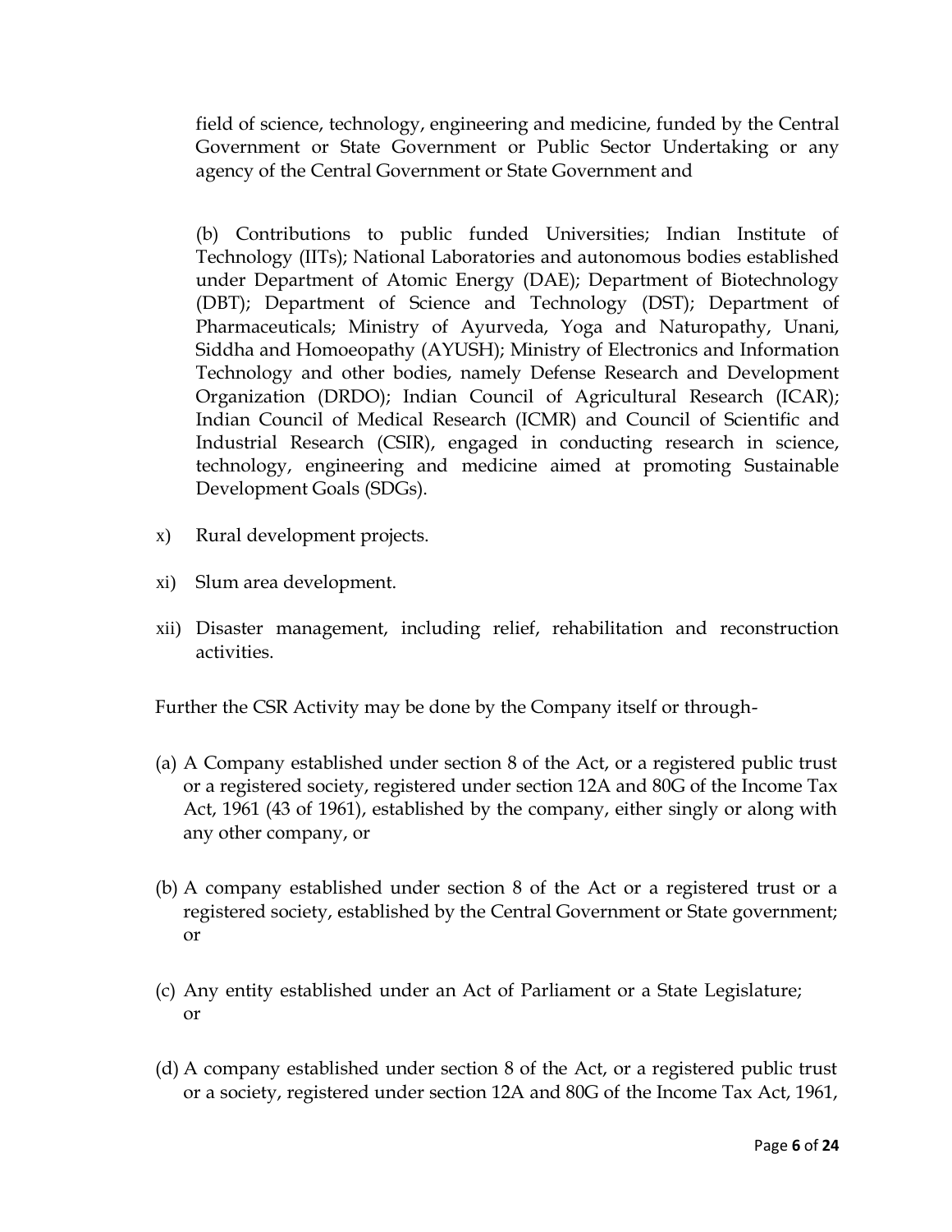field of science, technology, engineering and medicine, funded by the Central Government or State Government or Public Sector Undertaking or any agency of the Central Government or State Government and

(b) Contributions to public funded Universities; Indian Institute of Technology (IITs); National Laboratories and autonomous bodies established under Department of Atomic Energy (DAE); Department of Biotechnology (DBT); Department of Science and Technology (DST); Department of Pharmaceuticals; Ministry of Ayurveda, Yoga and Naturopathy, Unani, Siddha and Homoeopathy (AYUSH); Ministry of Electronics and Information Technology and other bodies, namely Defense Research and Development Organization (DRDO); Indian Council of Agricultural Research (ICAR); Indian Council of Medical Research (ICMR) and Council of Scientific and Industrial Research (CSIR), engaged in conducting research in science, technology, engineering and medicine aimed at promoting Sustainable Development Goals (SDGs).

x) Rural development projects.

xi) Slum area development.

xii) Disaster management, including relief, rehabilitation and reconstruction activities.

Further the CSR Activity may be done by the Company itself or through-

(a) A Company established under section 8 of the Act, or a registered public trust or a registered society, registered under section 12A and 80G of the Income Tax Act, 1961 (43 of 1961), established by the company, either singly or along with any other company, or

(b) A company established under section 8 of the Act or a registered trust or a registered society, established by the Central Government or State government; or

(c) Any entity established under an Act of Parliament or a State Legislature; or

(d) A company established under section 8 of the Act, or a registered public trust or a society, registered under section 12A and 80G of the Income Tax Act, 1961,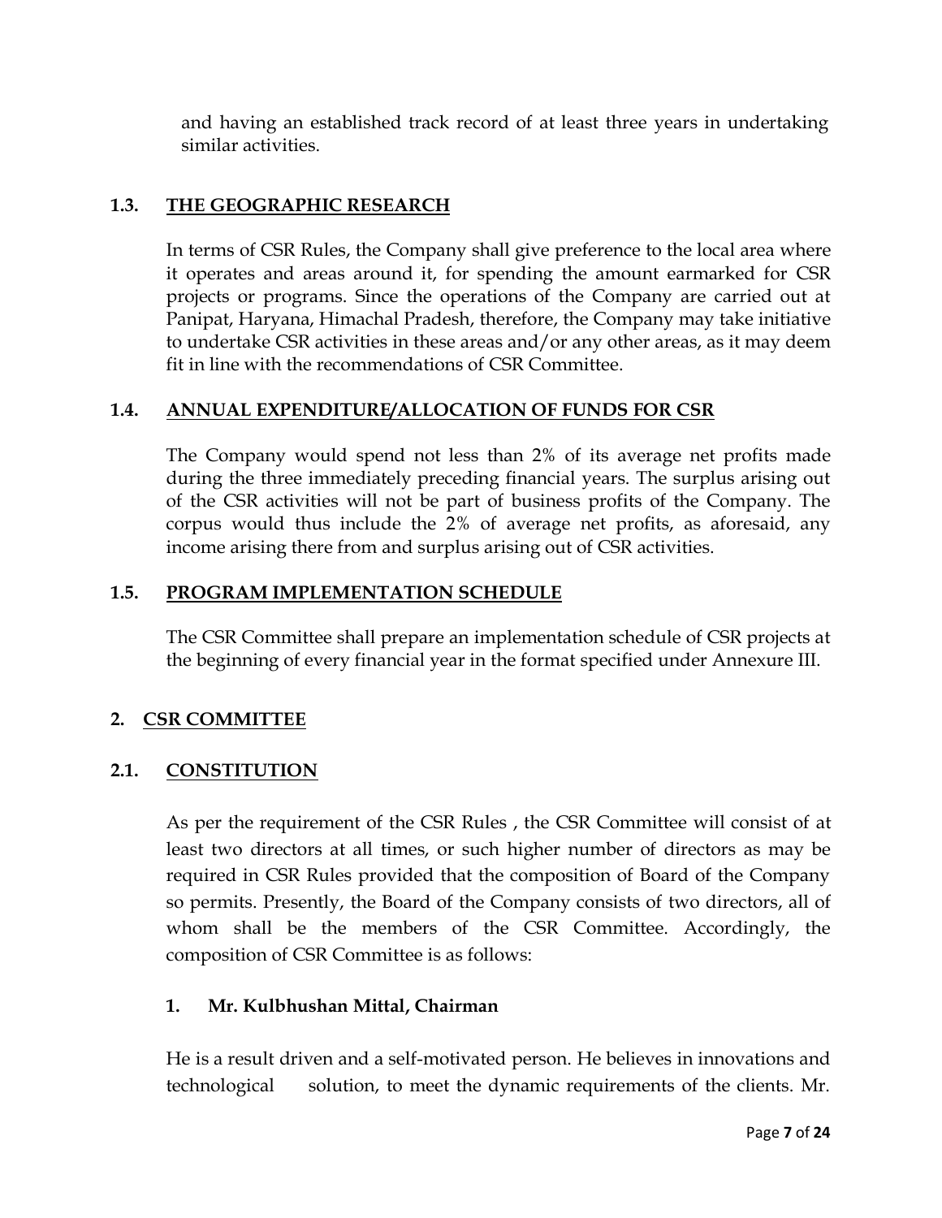and having an established track record of at least three years in undertaking similar activities.

### 1.3. THE GEOGRAPHIC RESEARCH

In terms of CSR Rules, the Company shall give preference to the local area where it operates and areas around it, for spending the amount earmarked for CSR projects or programs. Since the operations of the Company are carried out at Panipat, Haryana, Himachal Pradesh, therefore, the Company may take initiative to undertake CSR activities in these areas and/or any other areas, as it may deem fit in line with the recommendations of CSR Committee.

### 1.4. ANNUAL EXPENDITURE/ALLOCATION OF FUNDS FOR CSR

The Company would spend not less than 2% of its average net profits made during the three immediately preceding financial years. The surplus arising out of the CSR activities will not be part of business profits of the Company. The corpus would thus include the 2% of average net profits, as aforesaid, any income arising there from and surplus arising out of CSR activities.

### 1.5. PROGRAM IMPLEMENTATION SCHEDULE

The CSR Committee shall prepare an implementation schedule of CSR projects at the beginning of every financial year in the format specified under Annexure III.

## 2. CSR COMMITTEE

### 2.1. CONSTITUTION

As per the requirement of the CSR Rules , the CSR Committee will consist of at least two directors at all times, or such higher number of directors as may be required in CSR Rules provided that the composition of Board of the Company so permits. Presently, the Board of the Company consists of two directors, all of whom shall be the members of the CSR Committee. Accordingly, the composition of CSR Committee is as follows:

**1. Mr. Kulbhushan Mittal, Chairman**

He is a result driven and a self-motivated person. He believes in innovations and technological solution, to meet the dynamic requirements of the clients. Mr.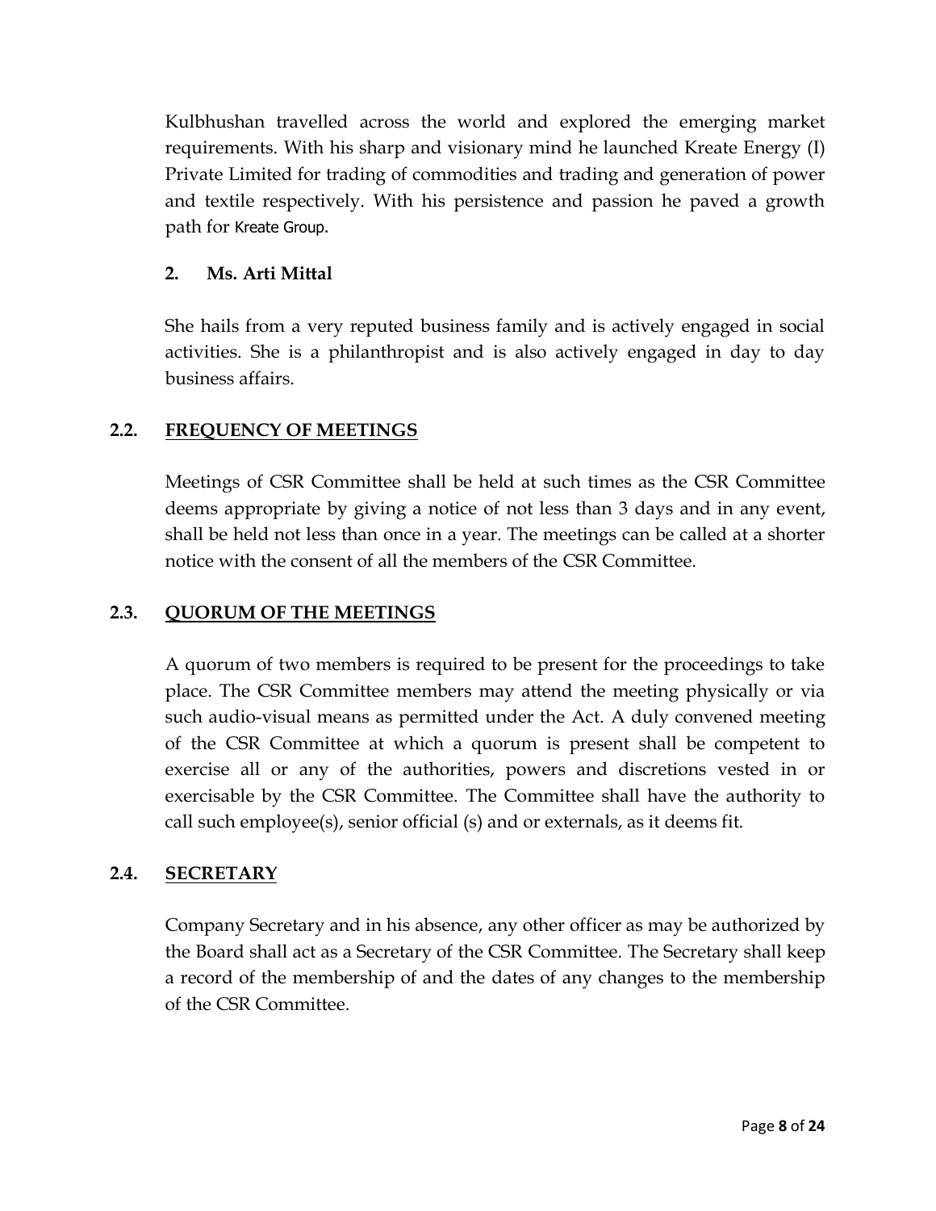Kulbhushan travelled across the world and explored the emerging market requirements. With his sharp and visionary mind he launched Kreate Energy (I) Private Limited for trading of commodities and trading and generation of power and textile respectively. With his persistence and passion he paved a growth path for Kreate Group.

**2. Ms. Arti Mittal**

She hails from a very reputed business family and is actively engaged in social activities. She is a philanthropist and is also actively engaged in day to day business affairs.

### 2.2. FREQUENCY OF MEETINGS

Meetings of CSR Committee shall be held at such times as the CSR Committee deems appropriate by giving a notice of not less than 3 days and in any event, shall be held not less than once in a year. The meetings can be called at a shorter notice with the consent of all the members of the CSR Committee.

### 2.3. QUORUM OF THE MEETINGS

A quorum of two members is required to be present for the proceedings to take place. The CSR Committee members may attend the meeting physically or via such audio-visual means as permitted under the Act. A duly convened meeting of the CSR Committee at which a quorum is present shall be competent to exercise all or any of the authorities, powers and discretions vested in or exercisable by the CSR Committee. The Committee shall have the authority to call such employee(s), senior official (s) and or externals, as it deems fit.

### 2.4. SECRETARY

Company Secretary and in his absence, any other officer as may be authorized by the Board shall act as a Secretary of the CSR Committee. The Secretary shall keep a record of the membership of and the dates of any changes to the membership of the CSR Committee.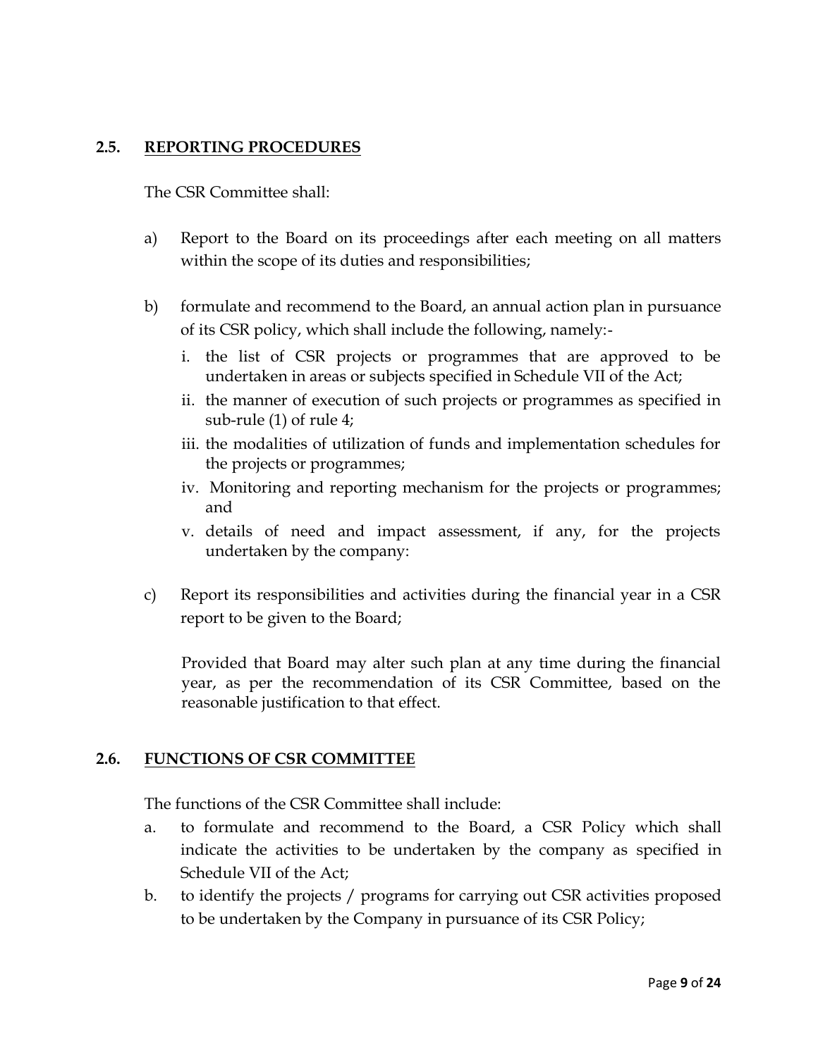### 2.5. REPORTING PROCEDURES

The CSR Committee shall:

a) Report to the Board on its proceedings after each meeting on all matters within the scope of its duties and responsibilities;

b) formulate and recommend to the Board, an annual action plan in pursuance of its CSR policy, which shall include the following, namely:-
   i. the list of CSR projects or programmes that are approved to be undertaken in areas or subjects specified in Schedule VII of the Act;
   ii. the manner of execution of such projects or programmes as specified in sub-rule (1) of rule 4;
   iii. the modalities of utilization of funds and implementation schedules for the projects or programmes;
   iv. Monitoring and reporting mechanism for the projects or programmes; and
   v. details of need and impact assessment, if any, for the projects undertaken by the company:

c) Report its responsibilities and activities during the financial year in a CSR report to be given to the Board;

   Provided that Board may alter such plan at any time during the financial year, as per the recommendation of its CSR Committee, based on the reasonable justification to that effect.

### 2.6. FUNCTIONS OF CSR COMMITTEE

The functions of the CSR Committee shall include:

a. to formulate and recommend to the Board, a CSR Policy which shall indicate the activities to be undertaken by the company as specified in Schedule VII of the Act;
b. to identify the projects / programs for carrying out CSR activities proposed to be undertaken by the Company in pursuance of its CSR Policy;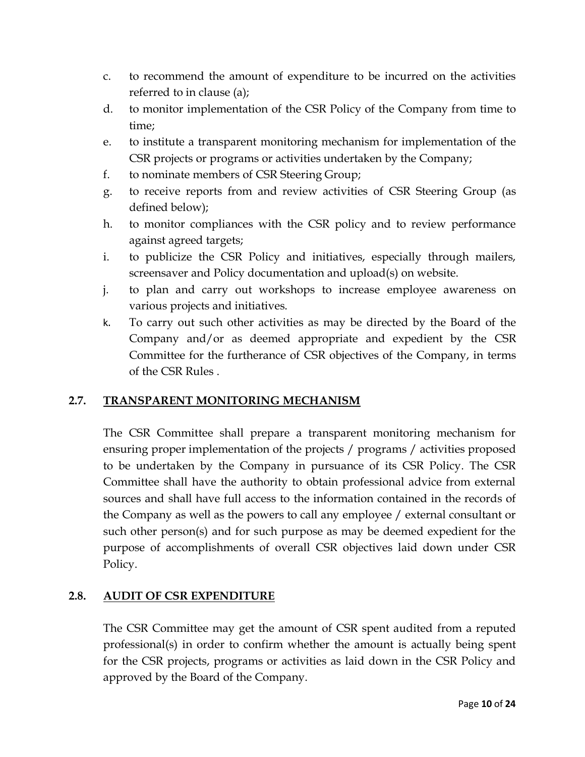c. to recommend the amount of expenditure to be incurred on the activities referred to in clause (a);
d. to monitor implementation of the CSR Policy of the Company from time to time;
e. to institute a transparent monitoring mechanism for implementation of the CSR projects or programs or activities undertaken by the Company;
f. to nominate members of CSR Steering Group;
g. to receive reports from and review activities of CSR Steering Group (as defined below);
h. to monitor compliances with the CSR policy and to review performance against agreed targets;
i. to publicize the CSR Policy and initiatives, especially through mailers, screensaver and Policy documentation and upload(s) on website.
j. to plan and carry out workshops to increase employee awareness on various projects and initiatives.
k. To carry out such other activities as may be directed by the Board of the Company and/or as deemed appropriate and expedient by the CSR Committee for the furtherance of CSR objectives of the Company, in terms of the CSR Rules .

### 2.7. TRANSPARENT MONITORING MECHANISM

The CSR Committee shall prepare a transparent monitoring mechanism for ensuring proper implementation of the projects / programs / activities proposed to be undertaken by the Company in pursuance of its CSR Policy. The CSR Committee shall have the authority to obtain professional advice from external sources and shall have full access to the information contained in the records of the Company as well as the powers to call any employee / external consultant or such other person(s) and for such purpose as may be deemed expedient for the purpose of accomplishments of overall CSR objectives laid down under CSR Policy.

### 2.8. AUDIT OF CSR EXPENDITURE

The CSR Committee may get the amount of CSR spent audited from a reputed professional(s) in order to confirm whether the amount is actually being spent for the CSR projects, programs or activities as laid down in the CSR Policy and approved by the Board of the Company.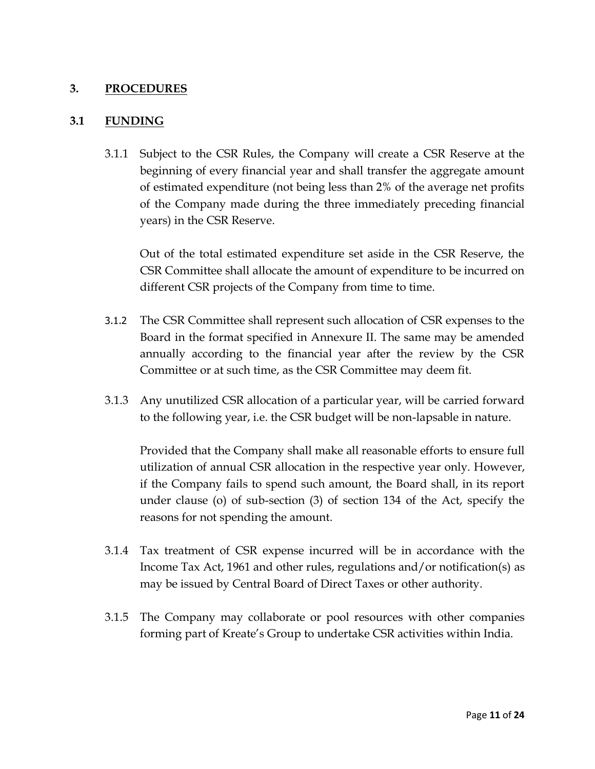## 3. PROCEDURES

### 3.1 FUNDING

3.1.1 Subject to the CSR Rules, the Company will create a CSR Reserve at the beginning of every financial year and shall transfer the aggregate amount of estimated expenditure (not being less than 2% of the average net profits of the Company made during the three immediately preceding financial years) in the CSR Reserve.

Out of the total estimated expenditure set aside in the CSR Reserve, the CSR Committee shall allocate the amount of expenditure to be incurred on different CSR projects of the Company from time to time.

3.1.2 The CSR Committee shall represent such allocation of CSR expenses to the Board in the format specified in Annexure II. The same may be amended annually according to the financial year after the review by the CSR Committee or at such time, as the CSR Committee may deem fit.

3.1.3 Any unutilized CSR allocation of a particular year, will be carried forward to the following year, i.e. the CSR budget will be non-lapsable in nature.

Provided that the Company shall make all reasonable efforts to ensure full utilization of annual CSR allocation in the respective year only. However, if the Company fails to spend such amount, the Board shall, in its report under clause (o) of sub-section (3) of section 134 of the Act, specify the reasons for not spending the amount.

3.1.4 Tax treatment of CSR expense incurred will be in accordance with the Income Tax Act, 1961 and other rules, regulations and/or notification(s) as may be issued by Central Board of Direct Taxes or other authority.

3.1.5 The Company may collaborate or pool resources with other companies forming part of Kreate's Group to undertake CSR activities within India.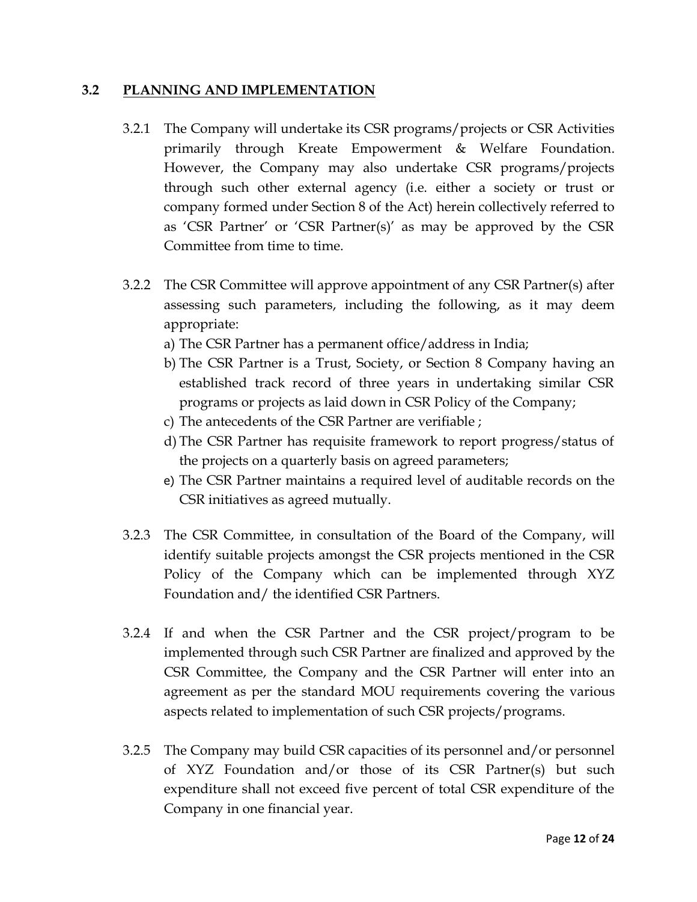## 3.2 PLANNING AND IMPLEMENTATION

3.2.1 The Company will undertake its CSR programs/projects or CSR Activities primarily through Kreate Empowerment & Welfare Foundation. However, the Company may also undertake CSR programs/projects through such other external agency (i.e. either a society or trust or company formed under Section 8 of the Act) herein collectively referred to as 'CSR Partner' or 'CSR Partner(s)' as may be approved by the CSR Committee from time to time.

3.2.2 The CSR Committee will approve appointment of any CSR Partner(s) after assessing such parameters, including the following, as it may deem appropriate:

a) The CSR Partner has a permanent office/address in India;
b) The CSR Partner is a Trust, Society, or Section 8 Company having an established track record of three years in undertaking similar CSR programs or projects as laid down in CSR Policy of the Company;
c) The antecedents of the CSR Partner are verifiable ;
d) The CSR Partner has requisite framework to report progress/status of the projects on a quarterly basis on agreed parameters;
e) The CSR Partner maintains a required level of auditable records on the CSR initiatives as agreed mutually.

3.2.3 The CSR Committee, in consultation of the Board of the Company, will identify suitable projects amongst the CSR projects mentioned in the CSR Policy of the Company which can be implemented through XYZ Foundation and/ the identified CSR Partners.

3.2.4 If and when the CSR Partner and the CSR project/program to be implemented through such CSR Partner are finalized and approved by the CSR Committee, the Company and the CSR Partner will enter into an agreement as per the standard MOU requirements covering the various aspects related to implementation of such CSR projects/programs.

3.2.5 The Company may build CSR capacities of its personnel and/or personnel of XYZ Foundation and/or those of its CSR Partner(s) but such expenditure shall not exceed five percent of total CSR expenditure of the Company in one financial year.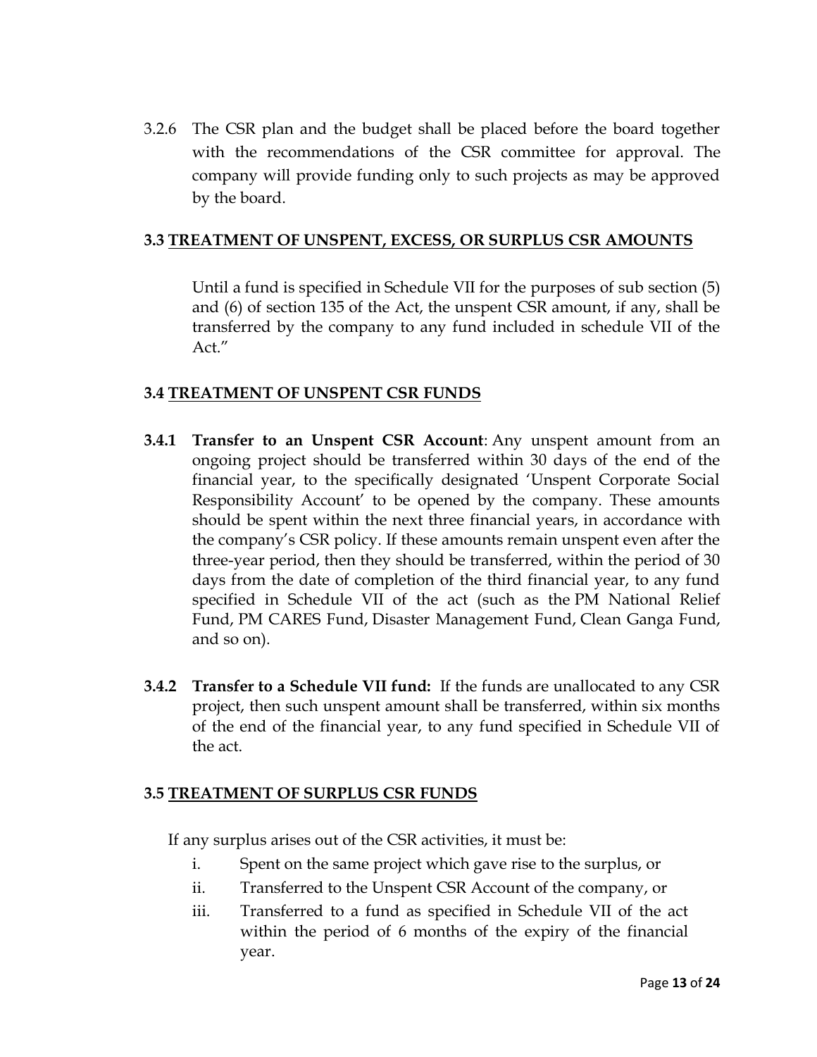3.2.6 The CSR plan and the budget shall be placed before the board together with the recommendations of the CSR committee for approval. The company will provide funding only to such projects as may be approved by the board.

### 3.3 TREATMENT OF UNSPENT, EXCESS, OR SURPLUS CSR AMOUNTS

Until a fund is specified in Schedule VII for the purposes of sub section (5) and (6) of section 135 of the Act, the unspent CSR amount, if any, shall be transferred by the company to any fund included in schedule VII of the Act."

### 3.4 TREATMENT OF UNSPENT CSR FUNDS

**3.4.1 Transfer to an Unspent CSR Account**: Any unspent amount from an ongoing project should be transferred within 30 days of the end of the financial year, to the specifically designated 'Unspent Corporate Social Responsibility Account' to be opened by the company. These amounts should be spent within the next three financial years, in accordance with the company's CSR policy. If these amounts remain unspent even after the three-year period, then they should be transferred, within the period of 30 days from the date of completion of the third financial year, to any fund specified in Schedule VII of the act (such as the PM National Relief Fund, PM CARES Fund, Disaster Management Fund, Clean Ganga Fund, and so on).

**3.4.2 Transfer to a Schedule VII fund:** If the funds are unallocated to any CSR project, then such unspent amount shall be transferred, within six months of the end of the financial year, to any fund specified in Schedule VII of the act.

### 3.5 TREATMENT OF SURPLUS CSR FUNDS

If any surplus arises out of the CSR activities, it must be:

i. Spent on the same project which gave rise to the surplus, or
ii. Transferred to the Unspent CSR Account of the company, or
iii. Transferred to a fund as specified in Schedule VII of the act within the period of 6 months of the expiry of the financial year.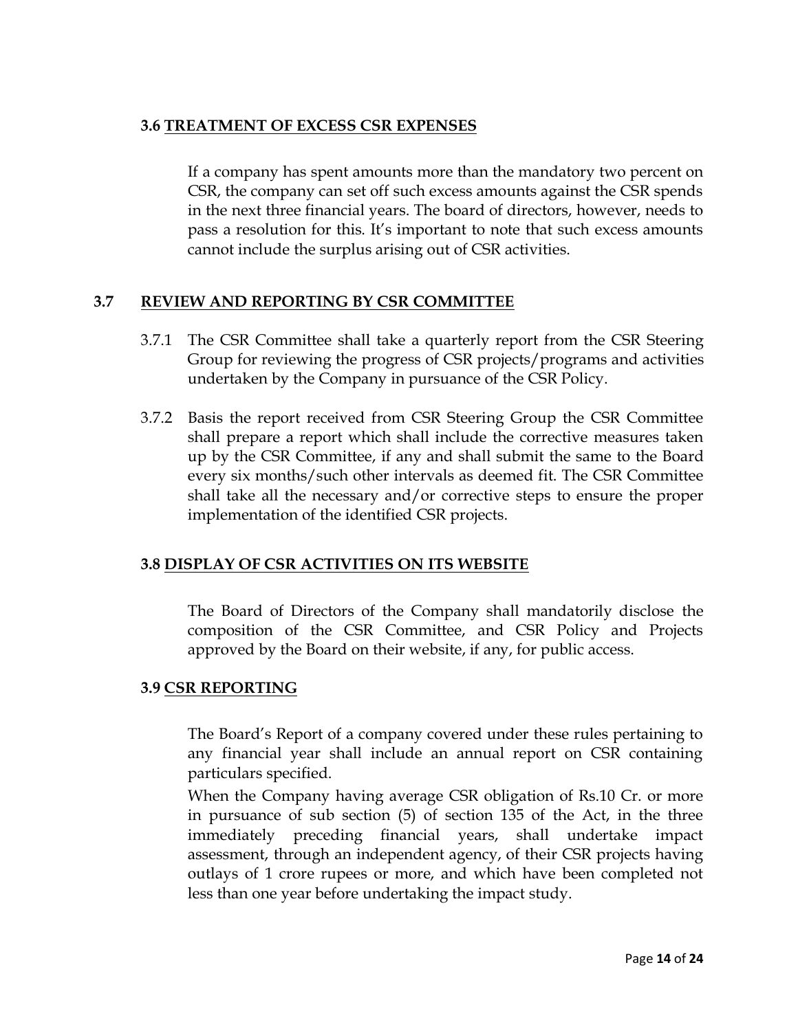### 3.6 TREATMENT OF EXCESS CSR EXPENSES

If a company has spent amounts more than the mandatory two percent on CSR, the company can set off such excess amounts against the CSR spends in the next three financial years. The board of directors, however, needs to pass a resolution for this. It's important to note that such excess amounts cannot include the surplus arising out of CSR activities.

### 3.7 REVIEW AND REPORTING BY CSR COMMITTEE

3.7.1 The CSR Committee shall take a quarterly report from the CSR Steering Group for reviewing the progress of CSR projects/programs and activities undertaken by the Company in pursuance of the CSR Policy.

3.7.2 Basis the report received from CSR Steering Group the CSR Committee shall prepare a report which shall include the corrective measures taken up by the CSR Committee, if any and shall submit the same to the Board every six months/such other intervals as deemed fit. The CSR Committee shall take all the necessary and/or corrective steps to ensure the proper implementation of the identified CSR projects.

### 3.8 DISPLAY OF CSR ACTIVITIES ON ITS WEBSITE

The Board of Directors of the Company shall mandatorily disclose the composition of the CSR Committee, and CSR Policy and Projects approved by the Board on their website, if any, for public access.

### 3.9 CSR REPORTING

The Board's Report of a company covered under these rules pertaining to any financial year shall include an annual report on CSR containing particulars specified.

When the Company having average CSR obligation of Rs.10 Cr. or more in pursuance of sub section (5) of section 135 of the Act, in the three immediately preceding financial years, shall undertake impact assessment, through an independent agency, of their CSR projects having outlays of 1 crore rupees or more, and which have been completed not less than one year before undertaking the impact study.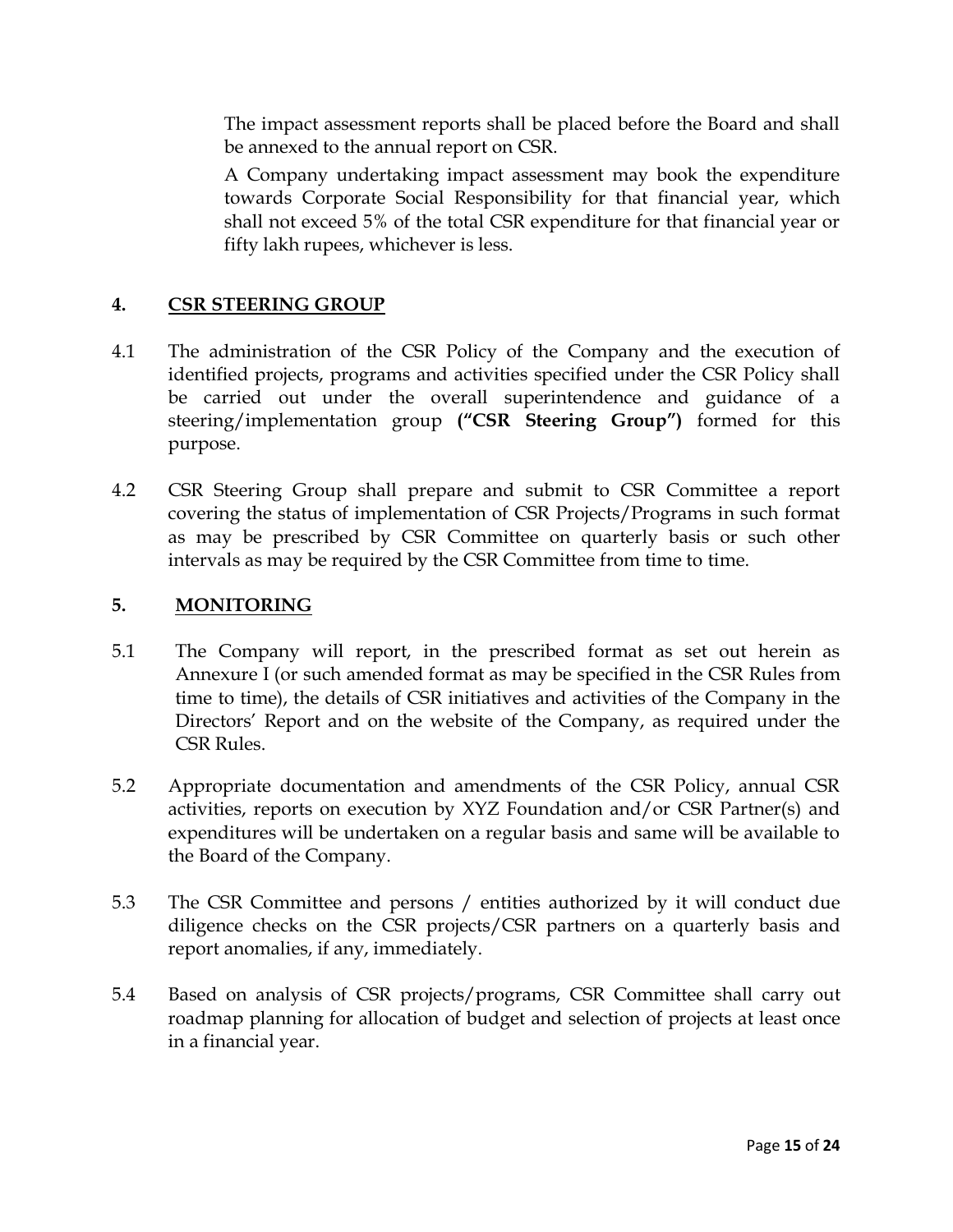The impact assessment reports shall be placed before the Board and shall be annexed to the annual report on CSR.

A Company undertaking impact assessment may book the expenditure towards Corporate Social Responsibility for that financial year, which shall not exceed 5% of the total CSR expenditure for that financial year or fifty lakh rupees, whichever is less.

## 4. CSR STEERING GROUP

4.1 The administration of the CSR Policy of the Company and the execution of identified projects, programs and activities specified under the CSR Policy shall be carried out under the overall superintendence and guidance of a steering/implementation group **("CSR Steering Group")** formed for this purpose.

4.2 CSR Steering Group shall prepare and submit to CSR Committee a report covering the status of implementation of CSR Projects/Programs in such format as may be prescribed by CSR Committee on quarterly basis or such other intervals as may be required by the CSR Committee from time to time.

## 5. MONITORING

5.1 The Company will report, in the prescribed format as set out herein as Annexure I (or such amended format as may be specified in the CSR Rules from time to time), the details of CSR initiatives and activities of the Company in the Directors' Report and on the website of the Company, as required under the CSR Rules.

5.2 Appropriate documentation and amendments of the CSR Policy, annual CSR activities, reports on execution by XYZ Foundation and/or CSR Partner(s) and expenditures will be undertaken on a regular basis and same will be available to the Board of the Company.

5.3 The CSR Committee and persons / entities authorized by it will conduct due diligence checks on the CSR projects/CSR partners on a quarterly basis and report anomalies, if any, immediately.

5.4 Based on analysis of CSR projects/programs, CSR Committee shall carry out roadmap planning for allocation of budget and selection of projects at least once in a financial year.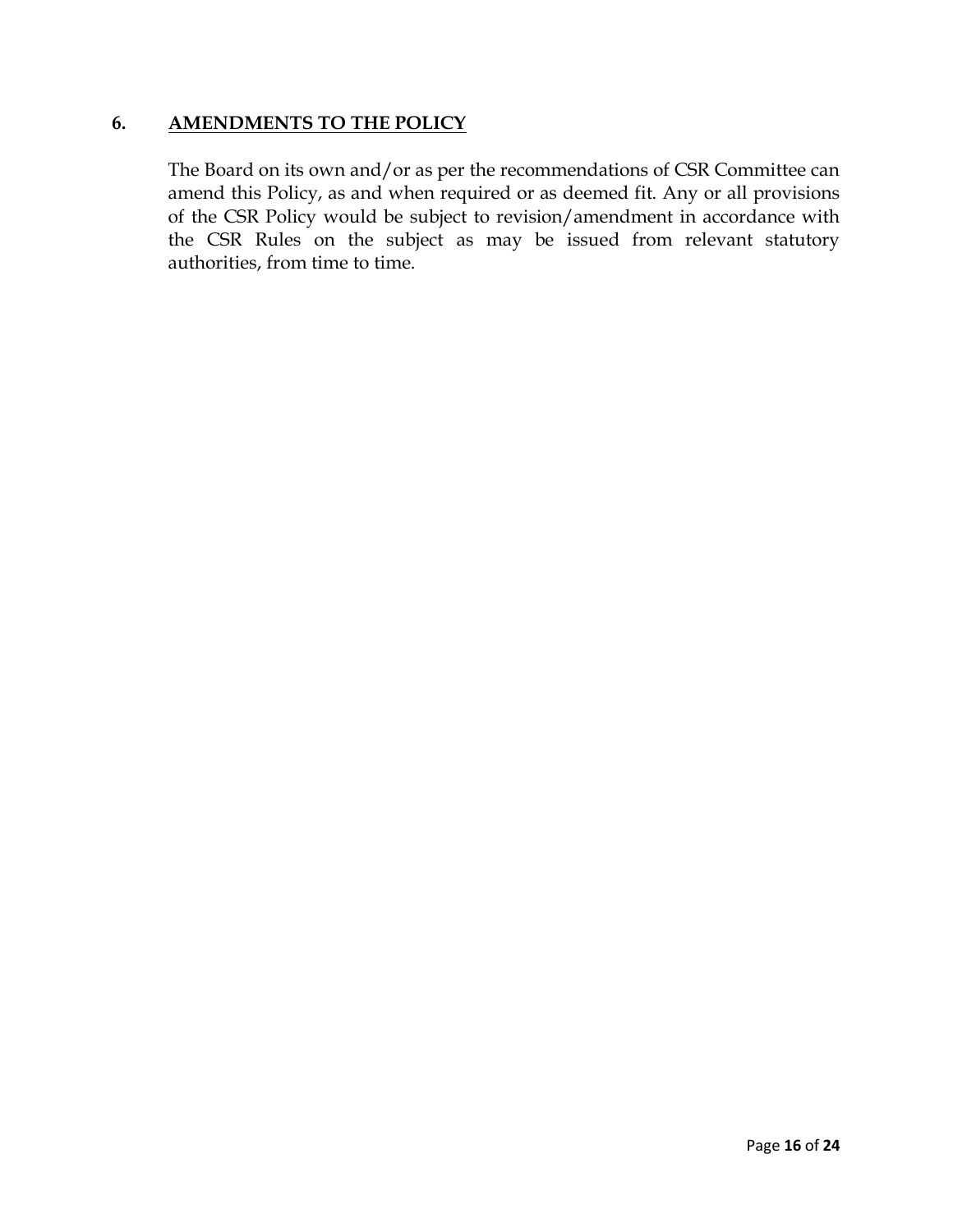## 6. AMENDMENTS TO THE POLICY

The Board on its own and/or as per the recommendations of CSR Committee can amend this Policy, as and when required or as deemed fit. Any or all provisions of the CSR Policy would be subject to revision/amendment in accordance with the CSR Rules on the subject as may be issued from relevant statutory authorities, from time to time.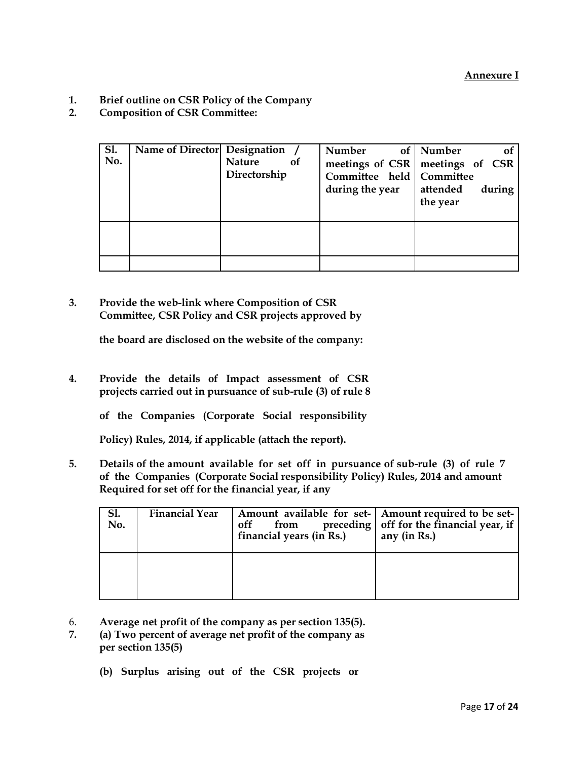**Annexure I**

1. **Brief outline on CSR Policy of the Company**
2. **Composition of CSR Committee:**

| Sl. No. | Name of Director | Designation / Nature of Directorship | Number of meetings of CSR Committee held during the year | Number of meetings of CSR Committee attended during the year |
|---|---|---|---|---|
| | | | | |
| | | | | |

3. **Provide the web-link where Composition of CSR Committee, CSR Policy and CSR projects approved by the board are disclosed on the website of the company:**

4. **Provide the details of Impact assessment of CSR projects carried out in pursuance of sub-rule (3) of rule 8 of the Companies (Corporate Social responsibility Policy) Rules, 2014, if applicable (attach the report).**

5. **Details of the amount available for set off in pursuance of sub-rule (3) of rule 7 of the Companies (Corporate Social responsibility Policy) Rules, 2014 and amount Required for set off for the financial year, if any**

| Sl. No. | Financial Year | Amount available for set-off from preceding financial years (in Rs.) | Amount required to be set-off for the financial year, if any (in Rs.) |
|---|---|---|---|
| | | | |

6. **Average net profit of the company as per section 135(5).**
7. **(a) Two percent of average net profit of the company as per section 135(5)**

   **(b) Surplus arising out of the CSR projects or**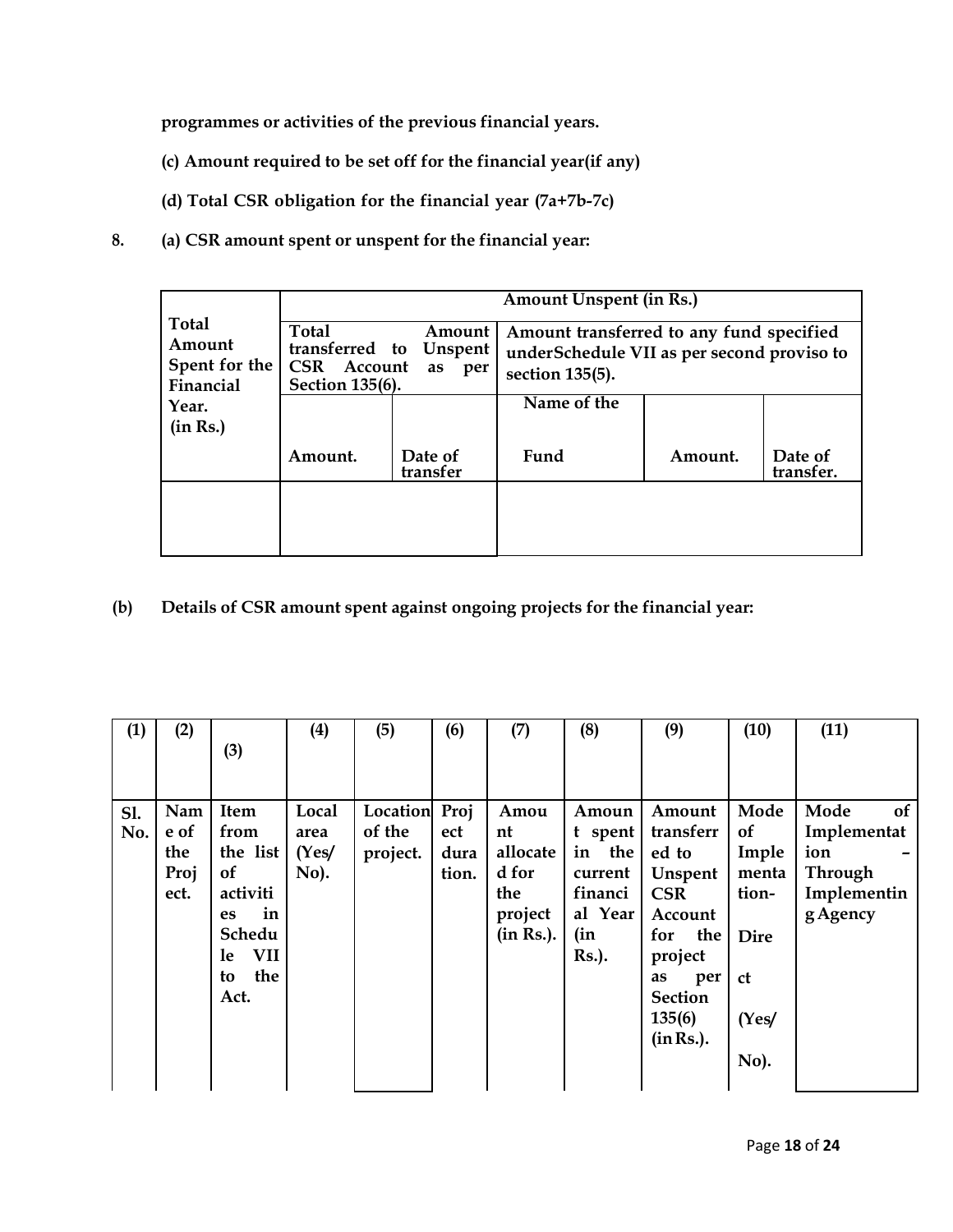**programmes or activities of the previous financial years.**

**(c) Amount required to be set off for the financial year(if any)**

**(d) Total CSR obligation for the financial year (7a+7b-7c)**

8. **(a) CSR amount spent or unspent for the financial year:**

| Total Amount Spent for the Financial Year. (in Rs.) | Amount Unspent (in Rs.) | | | | |
|---|---|---|---|---|---|
| | Total Amount transferred to Unspent CSR Account as per Section 135(6). | | Amount transferred to any fund specified underSchedule VII as per second proviso to section 135(5). | | |
| | Amount. | Date of transfer | Name of the Fund | Amount. | Date of transfer. |
| | | | | | |

**(b) Details of CSR amount spent against ongoing projects for the financial year:**

| (1) | (2) | (3) | (4) | (5) | (6) | (7) | (8) | (9) | (10) | (11) |
|---|---|---|---|---|---|---|---|---|---|---|
| Sl. No. | Name of the Project. | Item from the list of activities in Schedule VII to the Act. | Local area (Yes/ No). | Location of the project. | Project duration. | Amount allocated for the project (in Rs.). | Amount spent in the current financial Year (in Rs.). | Amount transferred to Unspent CSR Account for the project as per Section 135(6) (in Rs.). | Mode of Implementation- Direct (Yes/ No). | Mode of Implementation – Through Implementing Agency |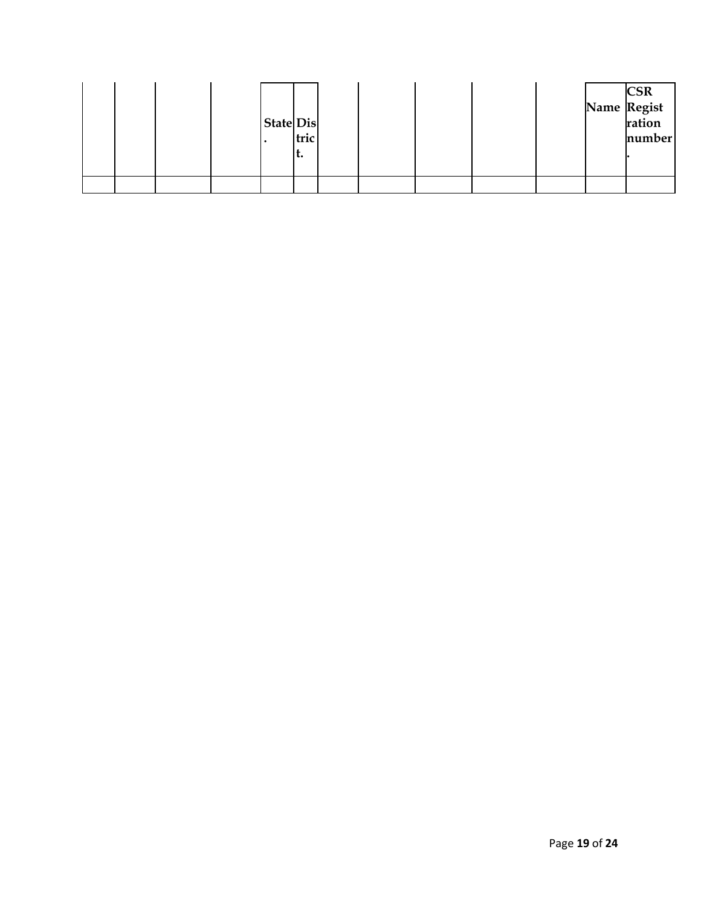| | | | | State. | District. | | | | | | Name | CSR Registration number. |
|---|---|---|---|---|---|---|---|---|---|---|---|---|
| | | | | | | | | | | | | |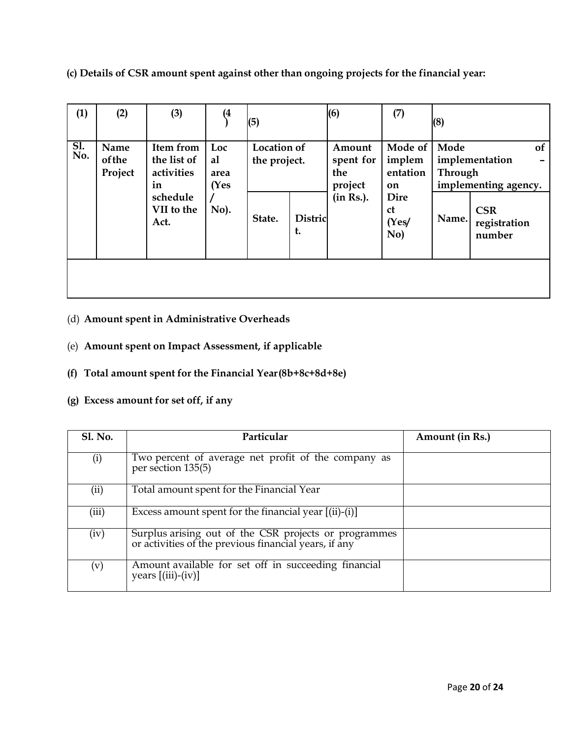**(c) Details of CSR amount spent against other than ongoing projects for the financial year:**

| (1) | (2) | (3) | (4) | (5) | | (6) | (7) | (8) | |
|---|---|---|---|---|---|---|---|---|---|
| Sl. No. | Name of the Project | Item from the list of activities in schedule VII to the Act. | Local area (Yes / No). | Location of the project. | | Amount spent for the project (in Rs.). | Mode of implementation Direct (Yes/ No) | Mode of implementation – Through implementing agency. | |
| | | | | State. | District. | | | Name. | CSR registration number |
| | | | | | | | | | |

(d) **Amount spent in Administrative Overheads**

(e) **Amount spent on Impact Assessment, if applicable**

**(f) Total amount spent for the Financial Year (8b+8c+8d+8e)**

**(g) Excess amount for set off, if any**

| Sl. No. | Particular | Amount (in Rs.) |
|---|---|---|
| (i) | Two percent of average net profit of the company as per section 135(5) | |
| (ii) | Total amount spent for the Financial Year | |
| (iii) | Excess amount spent for the financial year [(ii)-(i)] | |
| (iv) | Surplus arising out of the CSR projects or programmes or activities of the previous financial years, if any | |
| (v) | Amount available for set off in succeeding financial years [(iii)-(iv)] | |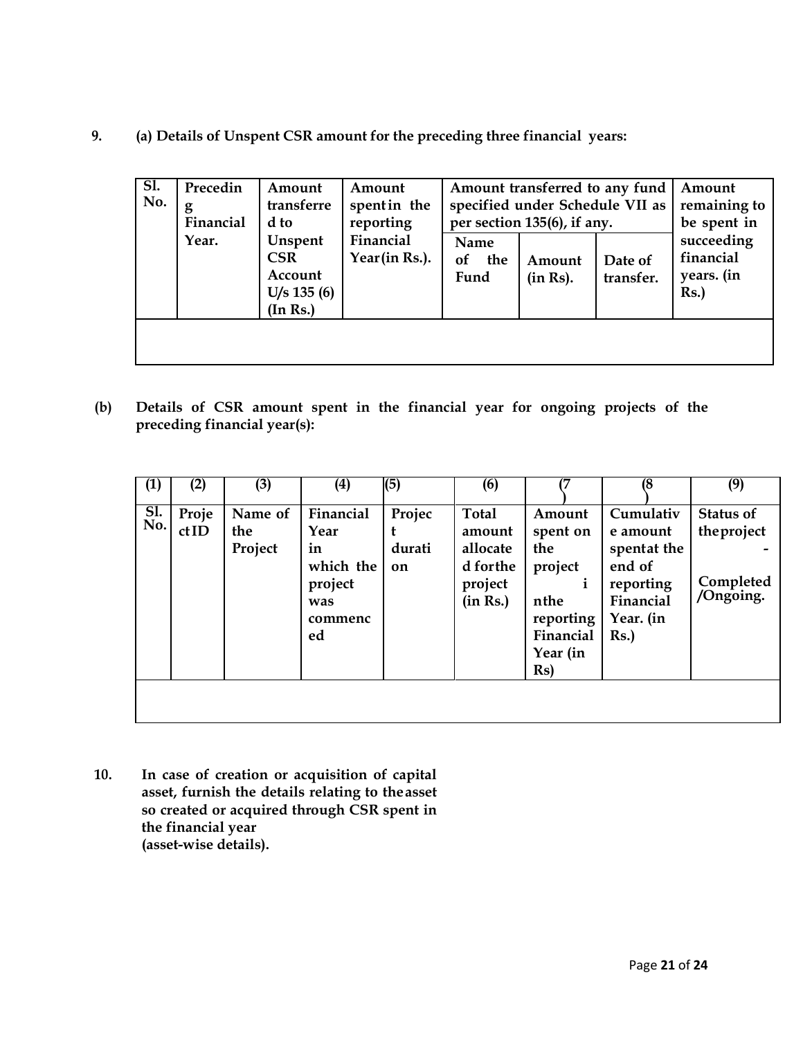**9. (a) Details of Unspent CSR amount for the preceding three financial years:**

| Sl. No. | Preceding Financial Year. | Amount transferred to Unspent CSR Account U/s 135 (6) (In Rs.) | Amount spent in the reporting Financial Year (in Rs.). | Amount transferred to any fund specified under Schedule VII as per section 135(6), if any. | | | Amount remaining to be spent in succeeding financial years. (in Rs.) |
|---|---|---|---|---|---|---|---|
| | | | | Name of the Fund | Amount (in Rs). | Date of transfer. | |
| | | | | | | | |

**(b) Details of CSR amount spent in the financial year for ongoing projects of the preceding financial year(s):**

| (1) | (2) | (3) | (4) | (5) | (6) | (7) | (8) | (9) |
|---|---|---|---|---|---|---|---|---|
| Sl. No. | Project ID | Name of the Project | Financial Year in which the project was commenced | Project duration | Total amount allocated for the project (in Rs.) | Amount spent on the project in the reporting Financial Year (in Rs) | Cumulative amount spent at the end of reporting Financial Year. (in Rs.) | Status of the project - Completed /Ongoing. |
| | | | | | | | | |

**10. In case of creation or acquisition of capital asset, furnish the details relating to the asset so created or acquired through CSR spent in the financial year (asset-wise details).**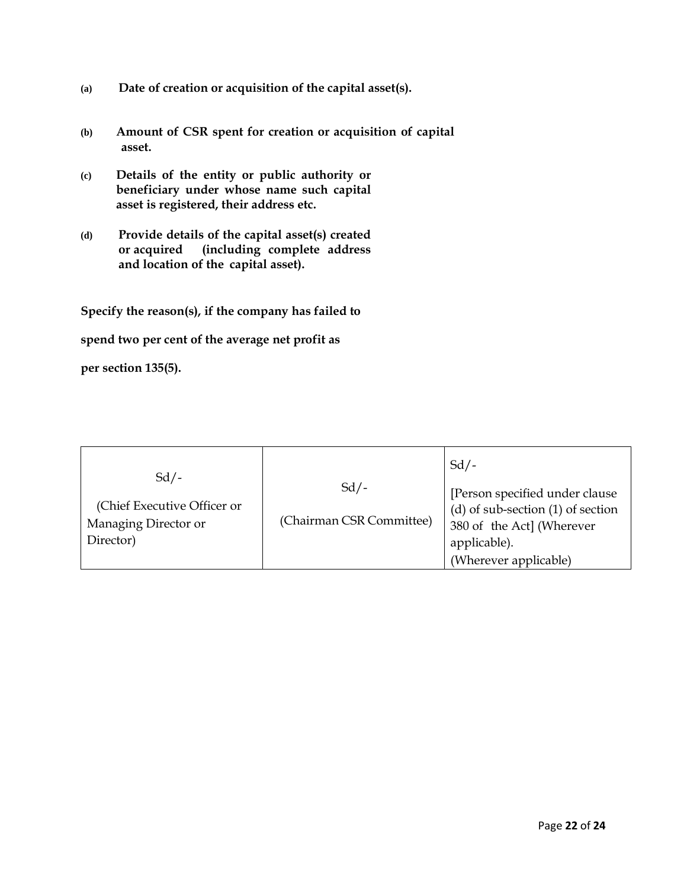**(a) Date of creation or acquisition of the capital asset(s).**

**(b) Amount of CSR spent for creation or acquisition of capital asset.**

**(c) Details of the entity or public authority or beneficiary under whose name such capital asset is registered, their address etc.**

**(d) Provide details of the capital asset(s) created or acquired (including complete address and location of the capital asset).**

**Specify the reason(s), if the company has failed to spend two per cent of the average net profit as per section 135(5).**

| Sd/-<br>(Chief Executive Officer or Managing Director or Director) | Sd/-<br>(Chairman CSR Committee) | Sd/-<br>[Person specified under clause (d) of sub-section (1) of section 380 of the Act] (Wherever applicable).<br>(Wherever applicable) |
|---|---|---|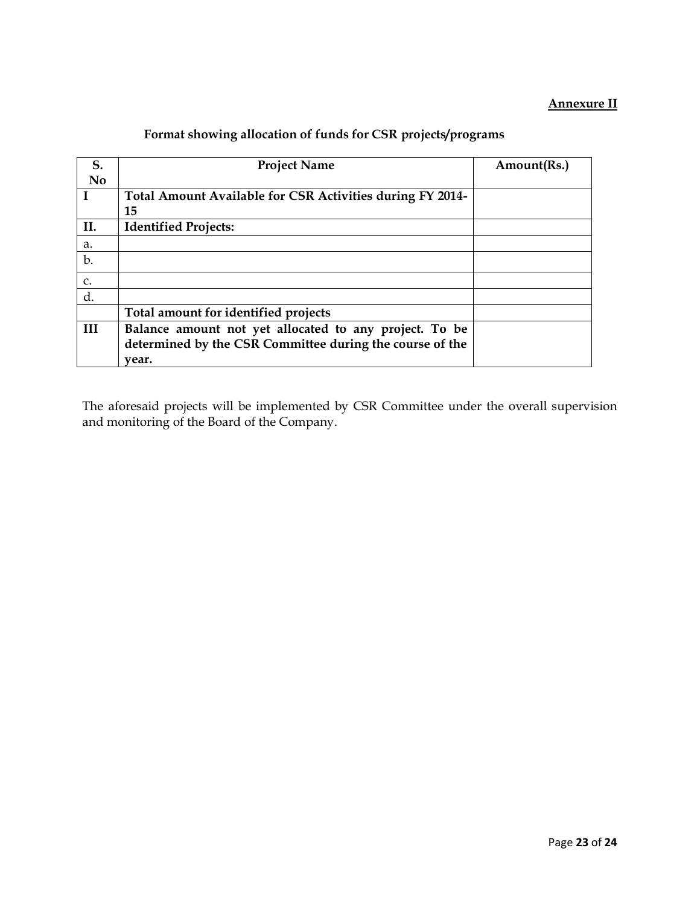**Annexure II**

**Format showing allocation of funds for CSR projects/programs**

| S. No | Project Name | Amount(Rs.) |
|---|---|---|
| I | **Total Amount Available for CSR Activities during FY 2014-15** | |
| II. | **Identified Projects:** | |
| a. | | |
| b. | | |
| c. | | |
| d. | | |
| | **Total amount for identified projects** | |
| III | **Balance amount not yet allocated to any project. To be determined by the CSR Committee during the course of the year.** | |

The aforesaid projects will be implemented by CSR Committee under the overall supervision and monitoring of the Board of the Company.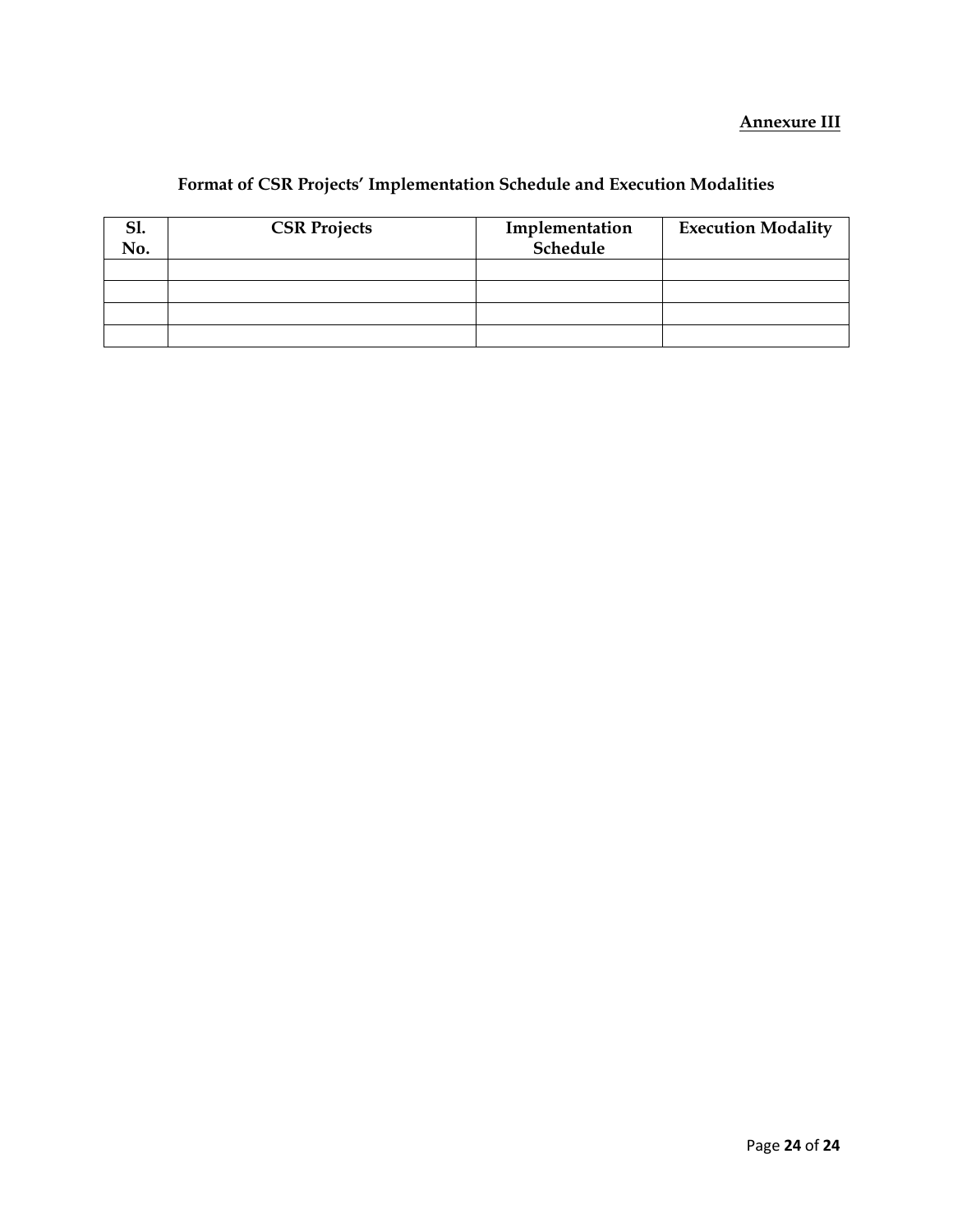**Annexure III**

## Format of CSR Projects' Implementation Schedule and Execution Modalities

| Sl. No. | CSR Projects | Implementation Schedule | Execution Modality |
|---|---|---|---|
| | | | |
| | | | |
| | | | |
| | | | |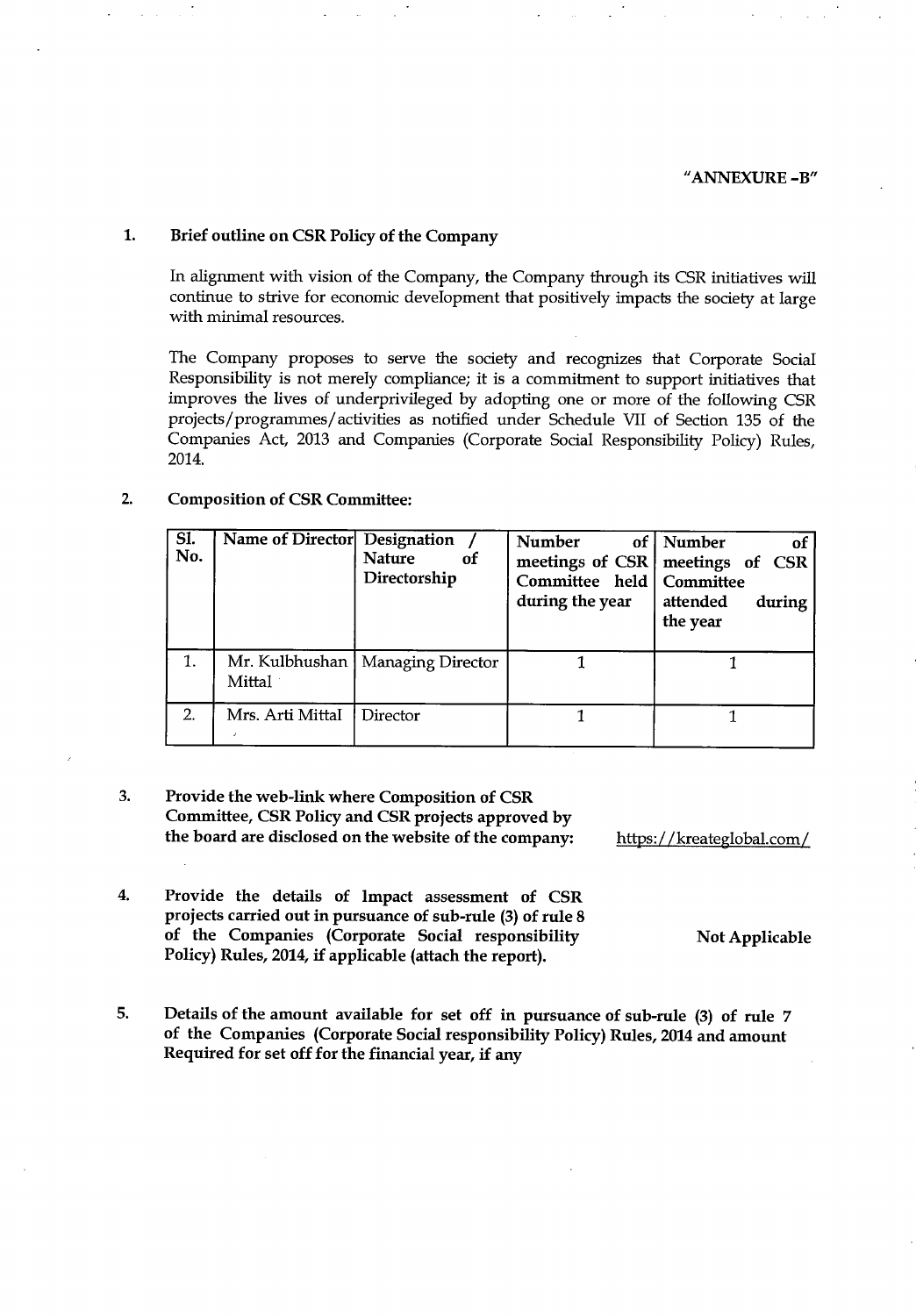"ANNEXURE -B"

**1. Brief outline on CSR Policy of the Company**

In alignment with vision of the Company, the Company through its CSR initiatives will continue to strive for economic development that positively impacts the society at large with minimal resources.

The Company proposes to serve the society and recognizes that Corporate Social Responsibility is not merely compliance; it is a commitment to support initiatives that improves the lives of underprivileged by adopting one or more of the following CSR projects/programmes/activities as notified under Schedule VII of Section 135 of the Companies Act, 2013 and Companies (Corporate Social Responsibility Policy) Rules, 2014.

**2. Composition of CSR Committee:**

| Sl. No. | Name of Director | Designation / Nature of Directorship | Number of meetings of CSR Committee held during the year | Number of meetings of CSR Committee attended during the year |
|---|---|---|---|---|
| 1. | Mr. Kulbhushan Mittal | Managing Director | 1 | 1 |
| 2. | Mrs. Arti Mittal | Director | 1 | 1 |

**3. Provide the web-link where Composition of CSR Committee, CSR Policy and CSR projects approved by the board are disclosed on the website of the company:** https://kreateglobal.com/

**4. Provide the details of Impact assessment of CSR projects carried out in pursuance of sub-rule (3) of rule 8 of the Companies (Corporate Social responsibility Policy) Rules, 2014, if applicable (attach the report).** Not Applicable

**5. Details of the amount available for set off in pursuance of sub-rule (3) of rule 7 of the Companies (Corporate Social responsibility Policy) Rules, 2014 and amount Required for set off for the financial year, if any**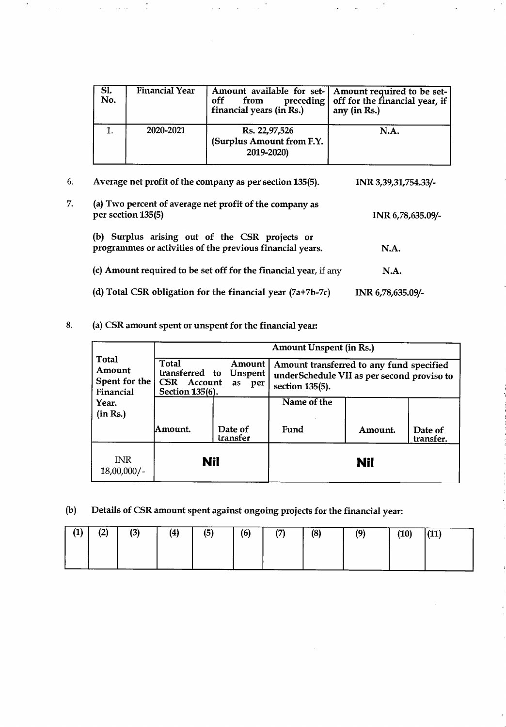| Sl. No. | Financial Year | Amount available for set-off from preceding financial years (in Rs.) | Amount required to be set-off for the financial year, if any (in Rs.) |
|---|---|---|---|
| 1. | 2020-2021 | Rs. 22,97,526 (Surplus Amount from F.Y. 2019-2020) | N.A. |

6. **Average net profit of the company as per section 135(5).** **INR 3,39,31,754.33/-**

7. **(a) Two percent of average net profit of the company as per section 135(5)** **INR 6,78,635.09/-**

   **(b) Surplus arising out of the CSR projects or programmes or activities of the previous financial years.** **N.A.**

   **(c) Amount required to be set off for the financial year,** if any **N.A.**

   **(d) Total CSR obligation for the financial year (7a+7b-7c)** **INR 6,78,635.09/-**

8. **(a) CSR amount spent or unspent for the financial year:**

| Total Amount Spent for the Financial Year. (in Rs.) | Amount Unspent (in Rs.) | | | | |
|---|---|---|---|---|---|
| | Total Amount transferred to Unspent CSR Account as per Section 135(6). | | Amount transferred to any fund specified under Schedule VII as per second proviso to section 135(5). | | |
| | Amount. | Date of transfer | Name of the Fund | Amount. | Date of transfer. |
| INR 18,00,000/- | **Nil** | | **Nil** | | |

**(b) Details of CSR amount spent against ongoing projects for the financial year:**

| (1) | (2) | (3) | (4) | (5) | (6) | (7) | (8) | (9) | (10) | (11) |
|---|---|---|---|---|---|---|---|---|---|---|
| | | | | | | | | | | |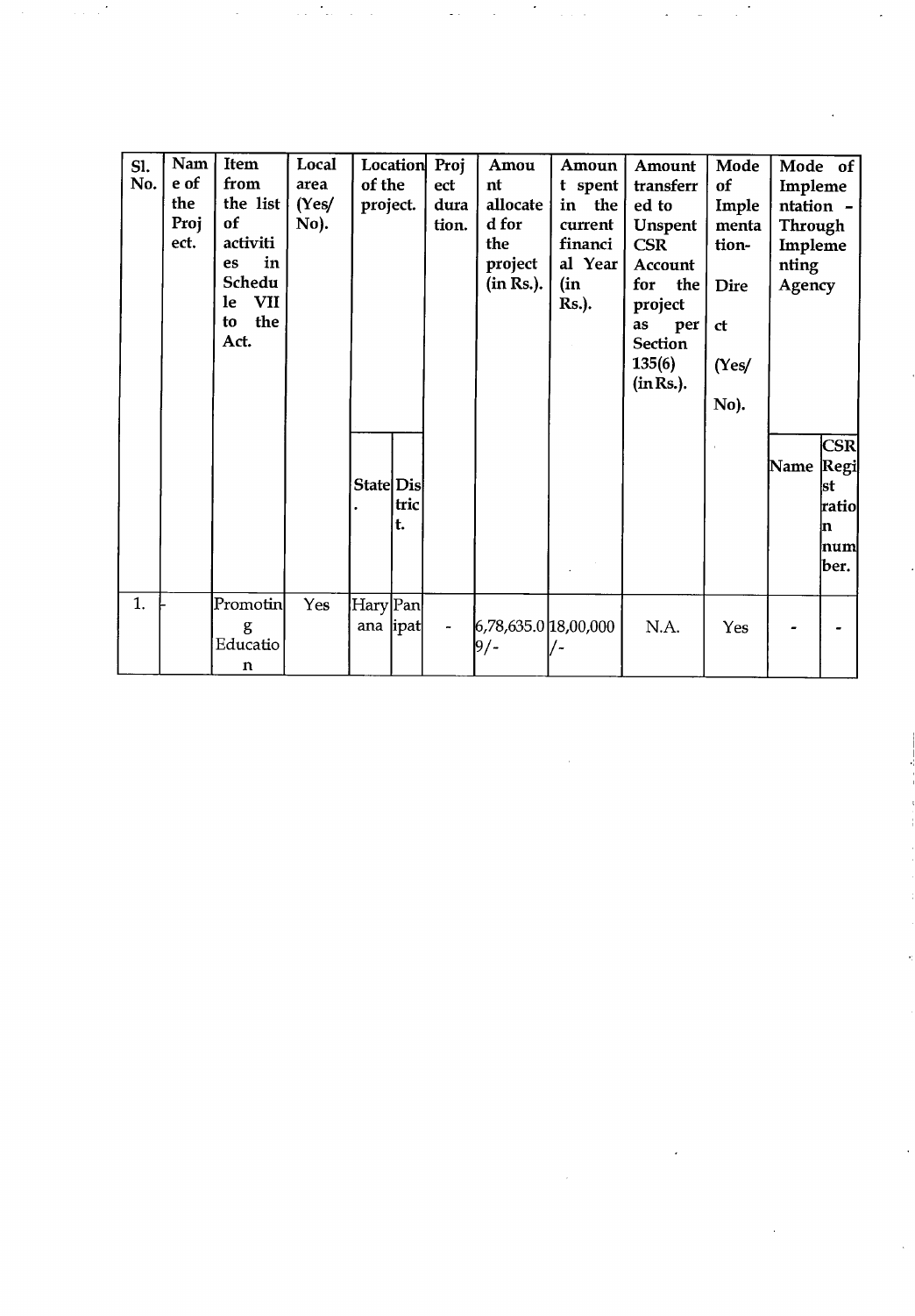| Sl. No. | Name of the Project. | Item from the list of activities in Schedule VII to the Act. | Local area (Yes/ No). | Location of the project. | | Project duration. | Amount allocated for the project (in Rs.). | Amount spent in the current financial Year (in Rs.). | Amount transferred to Unspent CSR Account for the project as per Section 135(6) (in Rs.). | Mode of Implementation- Direct (Yes/ No). | Mode of Implementation - Through Implementing Agency | |
|---|---|---|---|---|---|---|---|---|---|---|---|---|
| | | | | State. | District. | | | | | | Name | CSR Registration number. |
| 1. | - | Promoting Education | Yes | Haryana | Panipat | - | 6,78,635.09/- | 18,00,000/- | N.A. | Yes | - | - |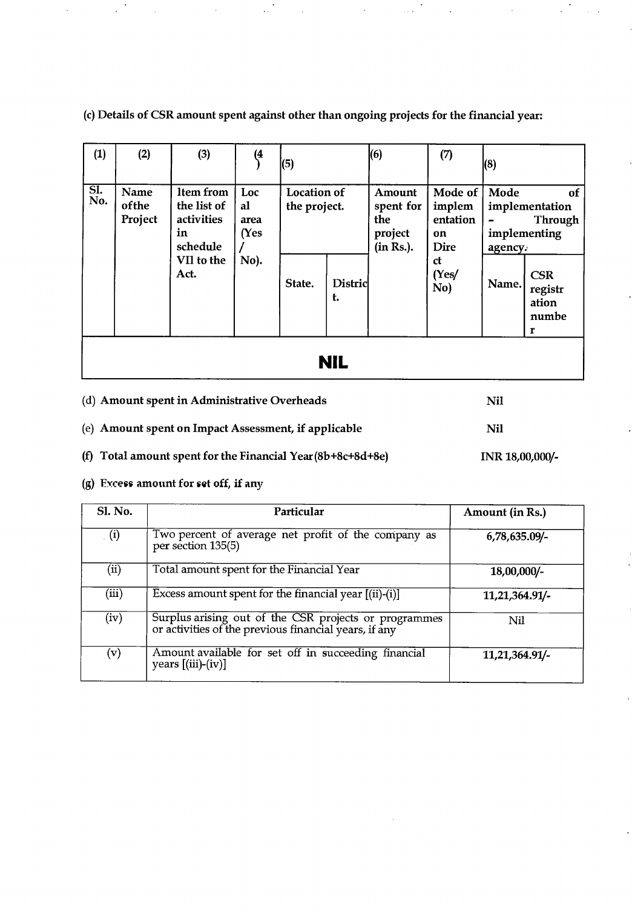**(c) Details of CSR amount spent against other than ongoing projects for the financial year:**

| (1) | (2) | (3) | (4) | (5) | | (6) | (7) | (8) | |
|---|---|---|---|---|---|---|---|---|---|
| Sl. No. | Name of the Project | Item from the list of activities in schedule VII to the Act. | Local area (Yes / No). | Location of the project. | | Amount spent for the project (in Rs.). | Mode of implementation Direct (Yes/ No) | Mode of implementation - Through implementing agency. | |
| | | | | State. | District. | | | Name. | CSR registration number |
| **NIL** | | | | | | | | | |

(d) **Amount spent in Administrative Overheads** — **Nil**

(e) **Amount spent on Impact Assessment, if applicable** — **Nil**

**(f) Total amount spent for the Financial Year (8b+8c+8d+8e)** — **INR 18,00,000/-**

**(g) Excess amount for set off, if any**

| Sl. No. | Particular | Amount (in Rs.) |
|---|---|---|
| (i) | Two percent of average net profit of the company as per section 135(5) | 6,78,635.09/- |
| (ii) | Total amount spent for the Financial Year | 18,00,000/- |
| (iii) | Excess amount spent for the financial year [(ii)-(i)] | 11,21,364.91/- |
| (iv) | Surplus arising out of the CSR projects or programmes or activities of the previous financial years, if any | Nil |
| (v) | Amount available for set off in succeeding financial years [(iii)-(iv)] | 11,21,364.91/- |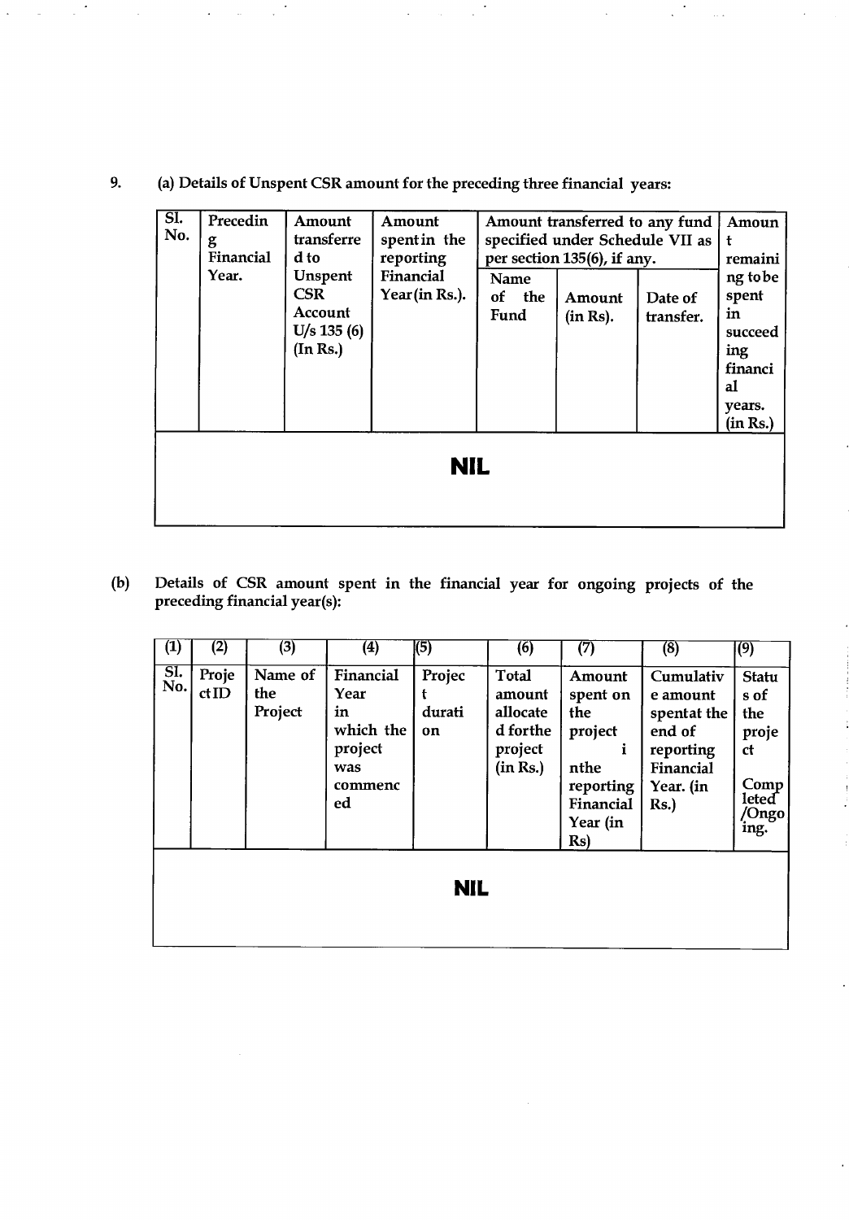9. (a) Details of Unspent CSR amount for the preceding three financial years:

| Sl. No. | Preceding Financial Year. | Amount transferred to Unspent CSR Account U/s 135 (6) (In Rs.) | Amount spent in the reporting Financial Year (in Rs.). | Amount transferred to any fund specified under Schedule VII as per section 135(6), if any. | | | Amount remaining to be spent in succeeding financial years. (in Rs.) |
|---|---|---|---|---|---|---|---|
| | | | | Name of the Fund | Amount (in Rs). | Date of transfer. | |
| NIL | | | | | | | |

(b) Details of CSR amount spent in the financial year for ongoing projects of the preceding financial year(s):

| (1) | (2) | (3) | (4) | (5) | (6) | (7) | (8) | (9) |
|---|---|---|---|---|---|---|---|---|
| Sl. No. | Project ID | Name of the Project | Financial Year in which the project was commenced | Project duration | Total amount allocated for the project (in Rs.) | Amount spent on the project in the reporting Financial Year (in Rs) | Cumulative amount spent at the end of reporting Financial Year. (in Rs.) | Status of the project Completed /Ongoing. |
| NIL | | | | | | | | |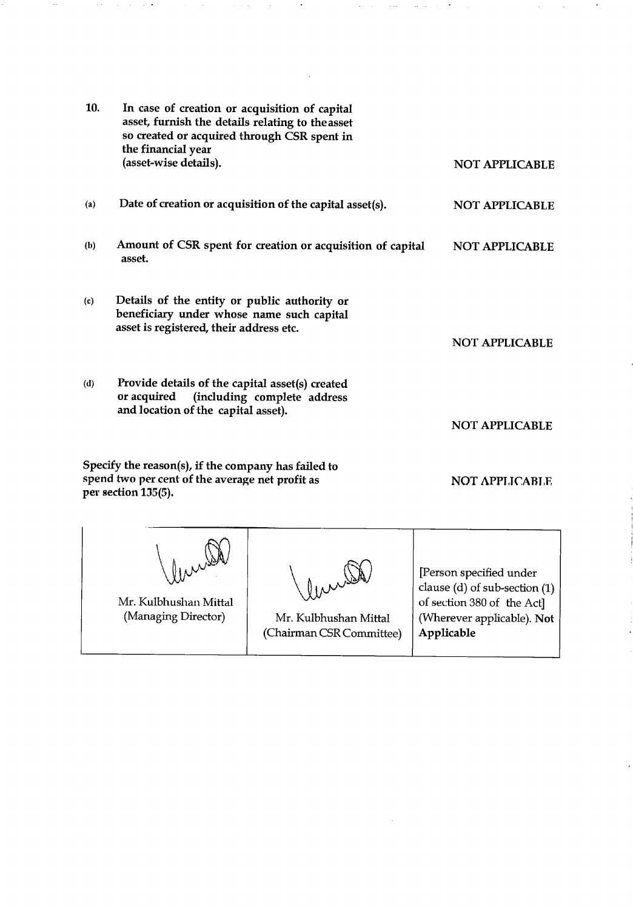| | | |
|---|---|---|
| **10.** | **In case of creation or acquisition of capital asset, furnish the details relating to the asset so created or acquired through CSR spent in the financial year (asset-wise details).** | **NOT APPLICABLE** |
| **(a)** | **Date of creation or acquisition of the capital asset(s).** | **NOT APPLICABLE** |
| **(b)** | **Amount of CSR spent for creation or acquisition of capital asset.** | **NOT APPLICABLE** |
| **(c)** | **Details of the entity or public authority or beneficiary under whose name such capital asset is registered, their address etc.** | **NOT APPLICABLE** |
| **(d)** | **Provide details of the capital asset(s) created or acquired (including complete address and location of the capital asset).** | **NOT APPLICABLE** |

**Specify the reason(s), if the company has failed to spend two per cent of the average net profit as per section 135(5).** **NOT APPLICABLE**

| | | |
|---|---|---|
| Mr. Kulbhushan Mittal (Managing Director) | Mr. Kulbhushan Mittal (Chairman CSR Committee) | [Person specified under clause (d) of sub-section (1) of section 380 of the Act] (Wherever applicable). **Not Applicable** |